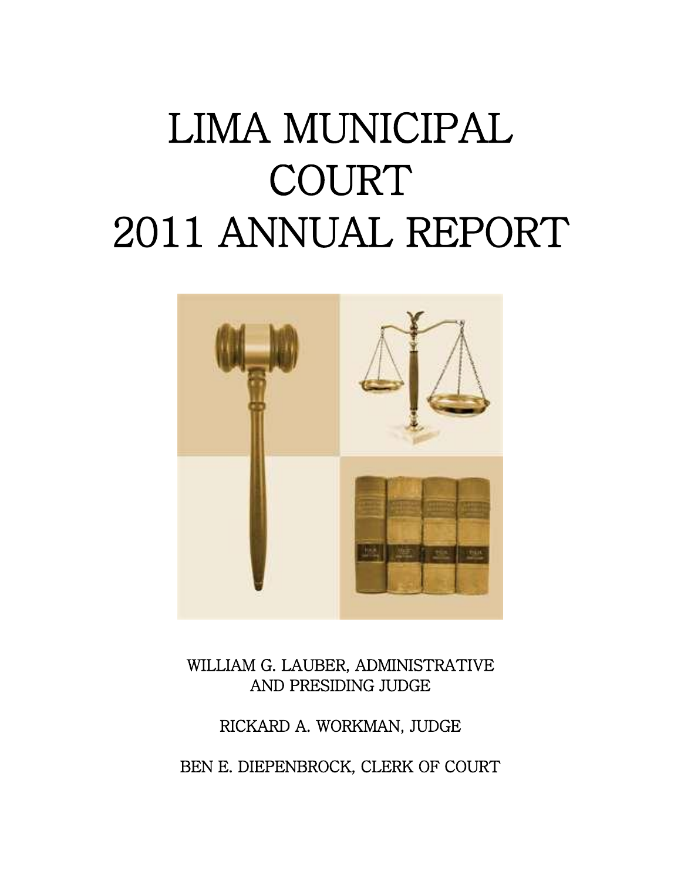# LIMA MUNICIPAL COURT 2011 ANNUAL REPORT

WILLIAM G. LAUBER, ADMINISTRATIVE AND PRESIDING JUDGE

RICKARD A. WORKMAN, JUDGE

BEN E. DIEPENBROCK, CLERK OF COURT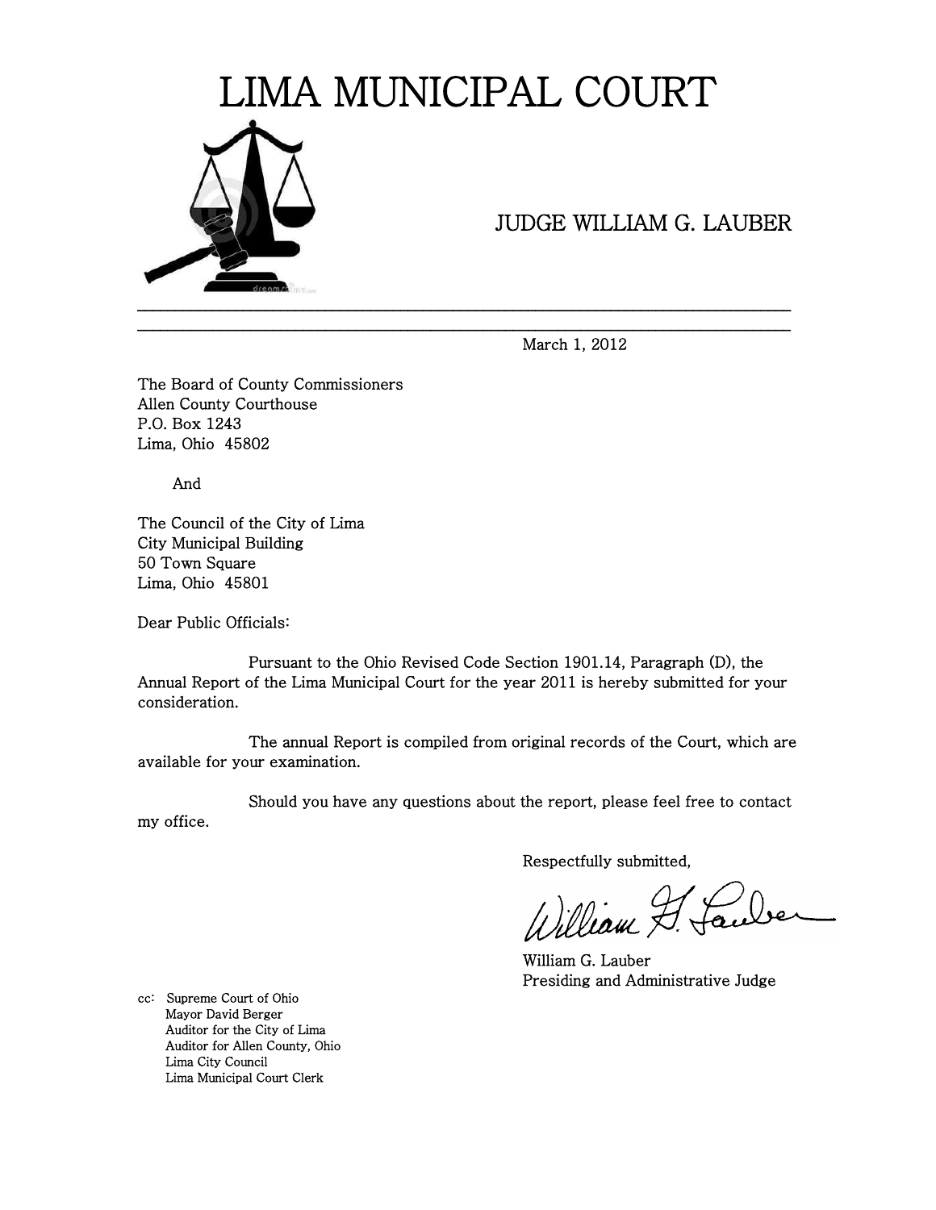# LIMA MUNICIPAL COURT

JUDGE WILLIAM G. LAUBER

---

March 1, 2012

The Board of County Commissioners
Allen County Courthouse
P.O. Box 1243
Lima, Ohio 45802

And

The Council of the City of Lima
City Municipal Building
50 Town Square
Lima, Ohio 45801

Dear Public Officials:

Pursuant to the Ohio Revised Code Section 1901.14, Paragraph (D), the Annual Report of the Lima Municipal Court for the year 2011 is hereby submitted for your consideration.

The annual Report is compiled from original records of the Court, which are available for your examination.

Should you have any questions about the report, please feel free to contact my office.

Respectfully submitted,

William G. Lauber

William G. Lauber
Presiding and Administrative Judge

cc: Supreme Court of Ohio
Mayor David Berger
Auditor for the City of Lima
Auditor for Allen County, Ohio
Lima City Council
Lima Municipal Court Clerk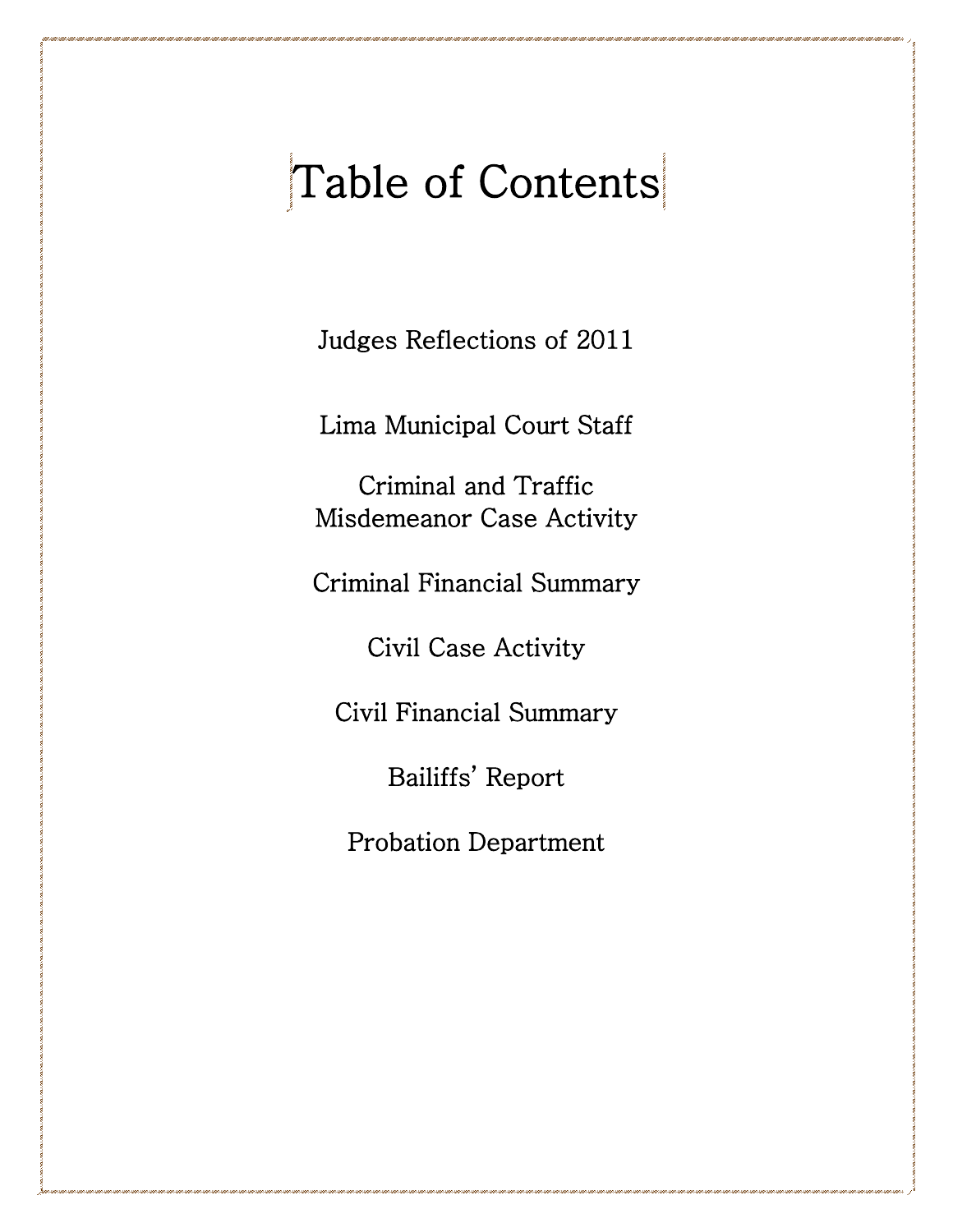# Table of Contents

Judges Reflections of 2011

Lima Municipal Court Staff

Criminal and Traffic
Misdemeanor Case Activity

Criminal Financial Summary

Civil Case Activity

Civil Financial Summary

Bailiffs' Report

Probation Department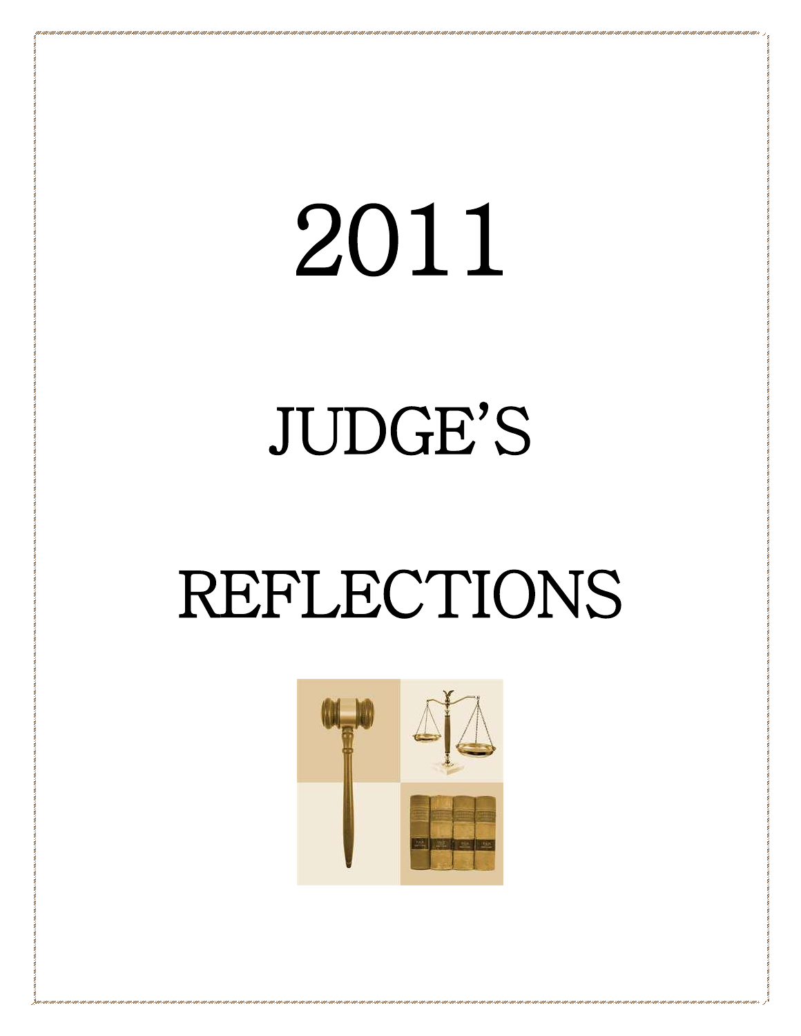# 2011

# JUDGE'S

# REFLECTIONS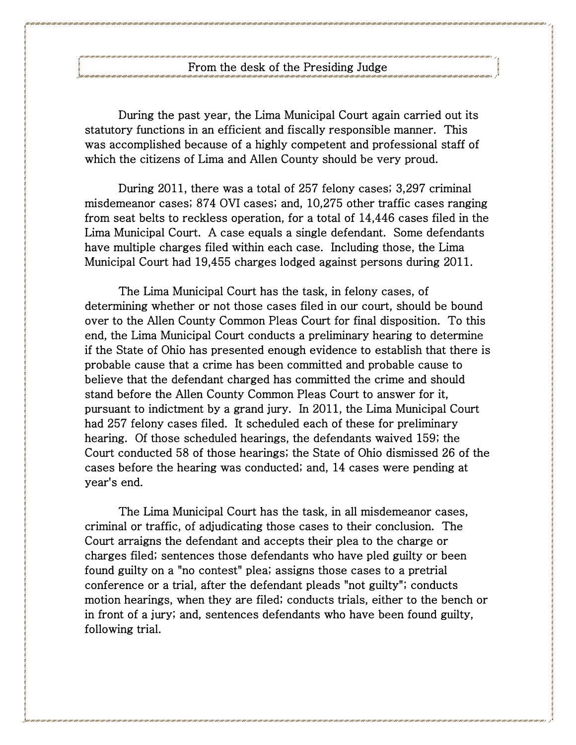## From the desk of the Presiding Judge

During the past year, the Lima Municipal Court again carried out its statutory functions in an efficient and fiscally responsible manner. This was accomplished because of a highly competent and professional staff of which the citizens of Lima and Allen County should be very proud.

During 2011, there was a total of 257 felony cases; 3,297 criminal misdemeanor cases; 874 OVI cases; and, 10,275 other traffic cases ranging from seat belts to reckless operation, for a total of 14,446 cases filed in the Lima Municipal Court. A case equals a single defendant. Some defendants have multiple charges filed within each case. Including those, the Lima Municipal Court had 19,455 charges lodged against persons during 2011.

The Lima Municipal Court has the task, in felony cases, of determining whether or not those cases filed in our court, should be bound over to the Allen County Common Pleas Court for final disposition. To this end, the Lima Municipal Court conducts a preliminary hearing to determine if the State of Ohio has presented enough evidence to establish that there is probable cause that a crime has been committed and probable cause to believe that the defendant charged has committed the crime and should stand before the Allen County Common Pleas Court to answer for it, pursuant to indictment by a grand jury. In 2011, the Lima Municipal Court had 257 felony cases filed. It scheduled each of these for preliminary hearing. Of those scheduled hearings, the defendants waived 159; the Court conducted 58 of those hearings; the State of Ohio dismissed 26 of the cases before the hearing was conducted; and, 14 cases were pending at year's end.

The Lima Municipal Court has the task, in all misdemeanor cases, criminal or traffic, of adjudicating those cases to their conclusion. The Court arraigns the defendant and accepts their plea to the charge or charges filed; sentences those defendants who have pled guilty or been found guilty on a "no contest" plea; assigns those cases to a pretrial conference or a trial, after the defendant pleads "not guilty"; conducts motion hearings, when they are filed; conducts trials, either to the bench or in front of a jury; and, sentences defendants who have been found guilty, following trial.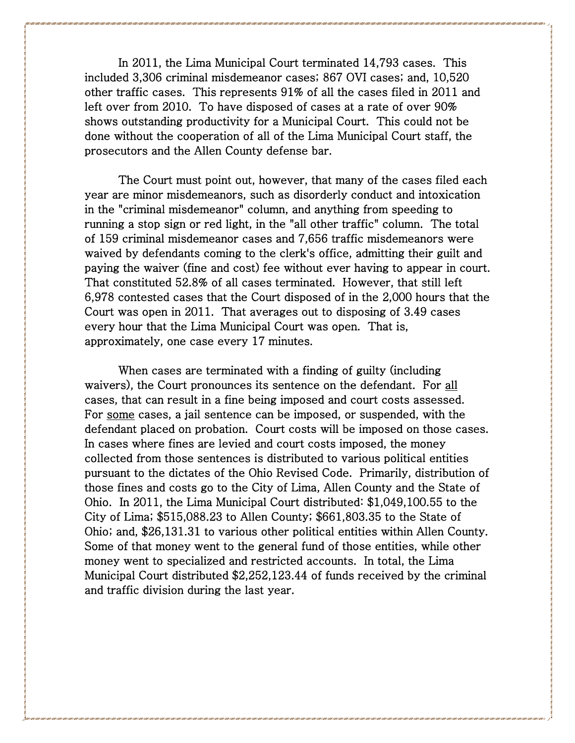In 2011, the Lima Municipal Court terminated 14,793 cases. This included 3,306 criminal misdemeanor cases; 867 OVI cases; and, 10,520 other traffic cases. This represents 91% of all the cases filed in 2011 and left over from 2010. To have disposed of cases at a rate of over 90% shows outstanding productivity for a Municipal Court. This could not be done without the cooperation of all of the Lima Municipal Court staff, the prosecutors and the Allen County defense bar.

The Court must point out, however, that many of the cases filed each year are minor misdemeanors, such as disorderly conduct and intoxication in the "criminal misdemeanor" column, and anything from speeding to running a stop sign or red light, in the "all other traffic" column. The total of 159 criminal misdemeanor cases and 7,656 traffic misdemeanors were waived by defendants coming to the clerk's office, admitting their guilt and paying the waiver (fine and cost) fee without ever having to appear in court. That constituted 52.8% of all cases terminated. However, that still left 6,978 contested cases that the Court disposed of in the 2,000 hours that the Court was open in 2011. That averages out to disposing of 3.49 cases every hour that the Lima Municipal Court was open. That is, approximately, one case every 17 minutes.

When cases are terminated with a finding of guilty (including waivers), the Court pronounces its sentence on the defendant. For <u>all</u> cases, that can result in a fine being imposed and court costs assessed. For <u>some</u> cases, a jail sentence can be imposed, or suspended, with the defendant placed on probation. Court costs will be imposed on those cases. In cases where fines are levied and court costs imposed, the money collected from those sentences is distributed to various political entities pursuant to the dictates of the Ohio Revised Code. Primarily, distribution of those fines and costs go to the City of Lima, Allen County and the State of Ohio. In 2011, the Lima Municipal Court distributed: $1,049,100.55 to the City of Lima; $515,088.23 to Allen County; $661,803.35 to the State of Ohio; and, $26,131.31 to various other political entities within Allen County. Some of that money went to the general fund of those entities, while other money went to specialized and restricted accounts. In total, the Lima Municipal Court distributed $2,252,123.44 of funds received by the criminal and traffic division during the last year.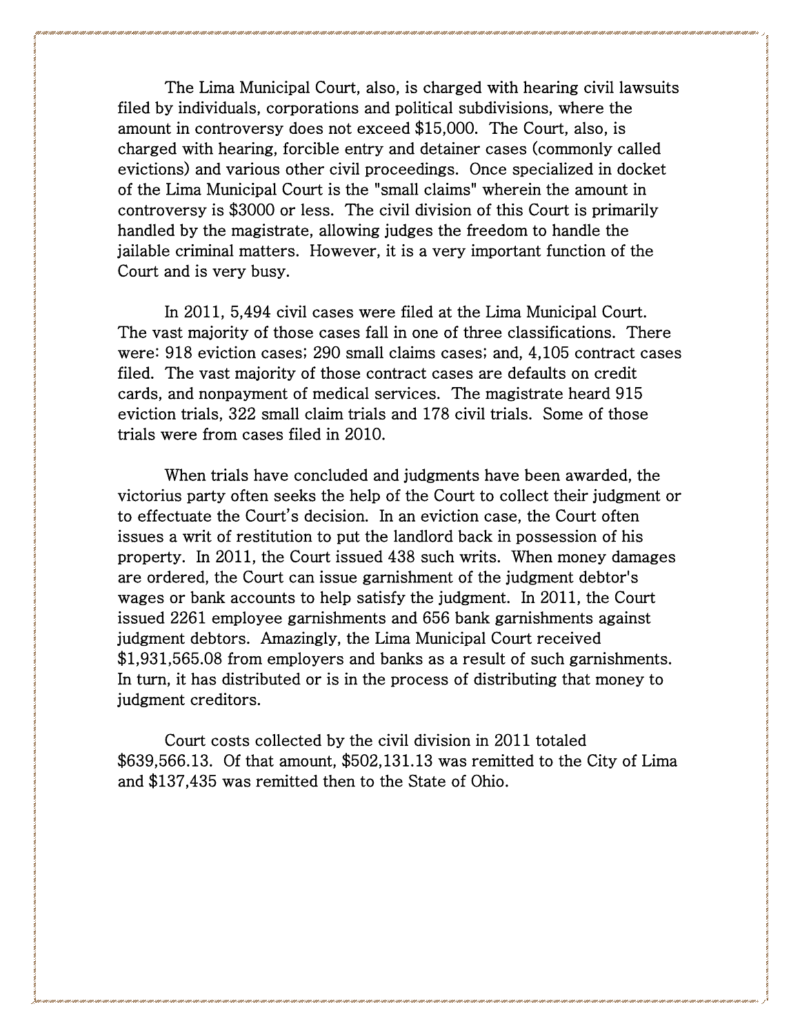The Lima Municipal Court, also, is charged with hearing civil lawsuits filed by individuals, corporations and political subdivisions, where the amount in controversy does not exceed $15,000. The Court, also, is charged with hearing, forcible entry and detainer cases (commonly called evictions) and various other civil proceedings. Once specialized in docket of the Lima Municipal Court is the "small claims" wherein the amount in controversy is $3000 or less. The civil division of this Court is primarily handled by the magistrate, allowing judges the freedom to handle the jailable criminal matters. However, it is a very important function of the Court and is very busy.

In 2011, 5,494 civil cases were filed at the Lima Municipal Court. The vast majority of those cases fall in one of three classifications. There were: 918 eviction cases; 290 small claims cases; and, 4,105 contract cases filed. The vast majority of those contract cases are defaults on credit cards, and nonpayment of medical services. The magistrate heard 915 eviction trials, 322 small claim trials and 178 civil trials. Some of those trials were from cases filed in 2010.

When trials have concluded and judgments have been awarded, the victorius party often seeks the help of the Court to collect their judgment or to effectuate the Court's decision. In an eviction case, the Court often issues a writ of restitution to put the landlord back in possession of his property. In 2011, the Court issued 438 such writs. When money damages are ordered, the Court can issue garnishment of the judgment debtor's wages or bank accounts to help satisfy the judgment. In 2011, the Court issued 2261 employee garnishments and 656 bank garnishments against judgment debtors. Amazingly, the Lima Municipal Court received $1,931,565.08 from employers and banks as a result of such garnishments. In turn, it has distributed or is in the process of distributing that money to judgment creditors.

Court costs collected by the civil division in 2011 totaled $639,566.13. Of that amount, $502,131.13 was remitted to the City of Lima and $137,435 was remitted then to the State of Ohio.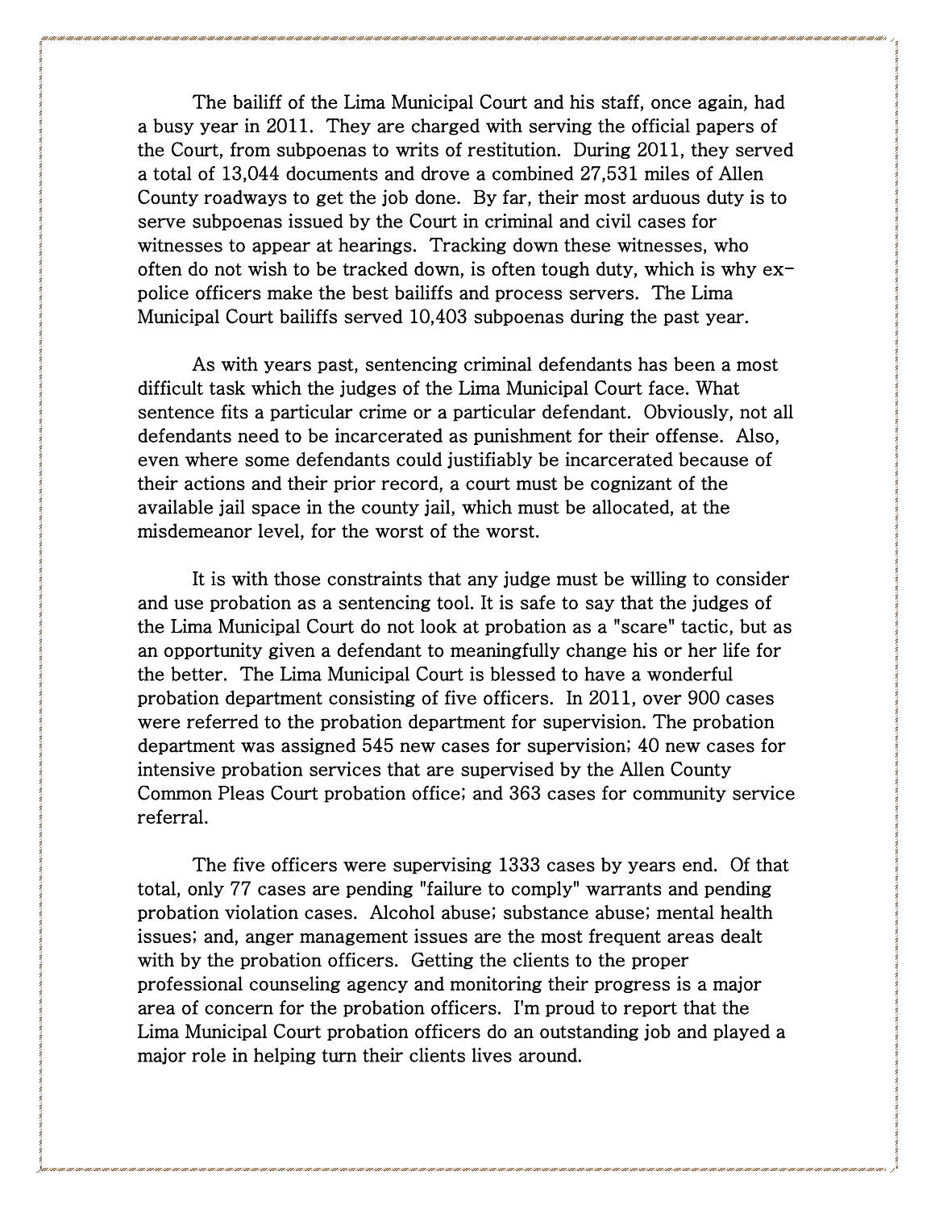The bailiff of the Lima Municipal Court and his staff, once again, had a busy year in 2011. They are charged with serving the official papers of the Court, from subpoenas to writs of restitution. During 2011, they served a total of 13,044 documents and drove a combined 27,531 miles of Allen County roadways to get the job done. By far, their most arduous duty is to serve subpoenas issued by the Court in criminal and civil cases for witnesses to appear at hearings. Tracking down these witnesses, who often do not wish to be tracked down, is often tough duty, which is why ex-police officers make the best bailiffs and process servers. The Lima Municipal Court bailiffs served 10,403 subpoenas during the past year.

As with years past, sentencing criminal defendants has been a most difficult task which the judges of the Lima Municipal Court face. What sentence fits a particular crime or a particular defendant. Obviously, not all defendants need to be incarcerated as punishment for their offense. Also, even where some defendants could justifiably be incarcerated because of their actions and their prior record, a court must be cognizant of the available jail space in the county jail, which must be allocated, at the misdemeanor level, for the worst of the worst.

It is with those constraints that any judge must be willing to consider and use probation as a sentencing tool. It is safe to say that the judges of the Lima Municipal Court do not look at probation as a "scare" tactic, but as an opportunity given a defendant to meaningfully change his or her life for the better. The Lima Municipal Court is blessed to have a wonderful probation department consisting of five officers. In 2011, over 900 cases were referred to the probation department for supervision. The probation department was assigned 545 new cases for supervision; 40 new cases for intensive probation services that are supervised by the Allen County Common Pleas Court probation office; and 363 cases for community service referral.

The five officers were supervising 1333 cases by years end. Of that total, only 77 cases are pending "failure to comply" warrants and pending probation violation cases. Alcohol abuse; substance abuse; mental health issues; and, anger management issues are the most frequent areas dealt with by the probation officers. Getting the clients to the proper professional counseling agency and monitoring their progress is a major area of concern for the probation officers. I'm proud to report that the Lima Municipal Court probation officers do an outstanding job and played a major role in helping turn their clients lives around.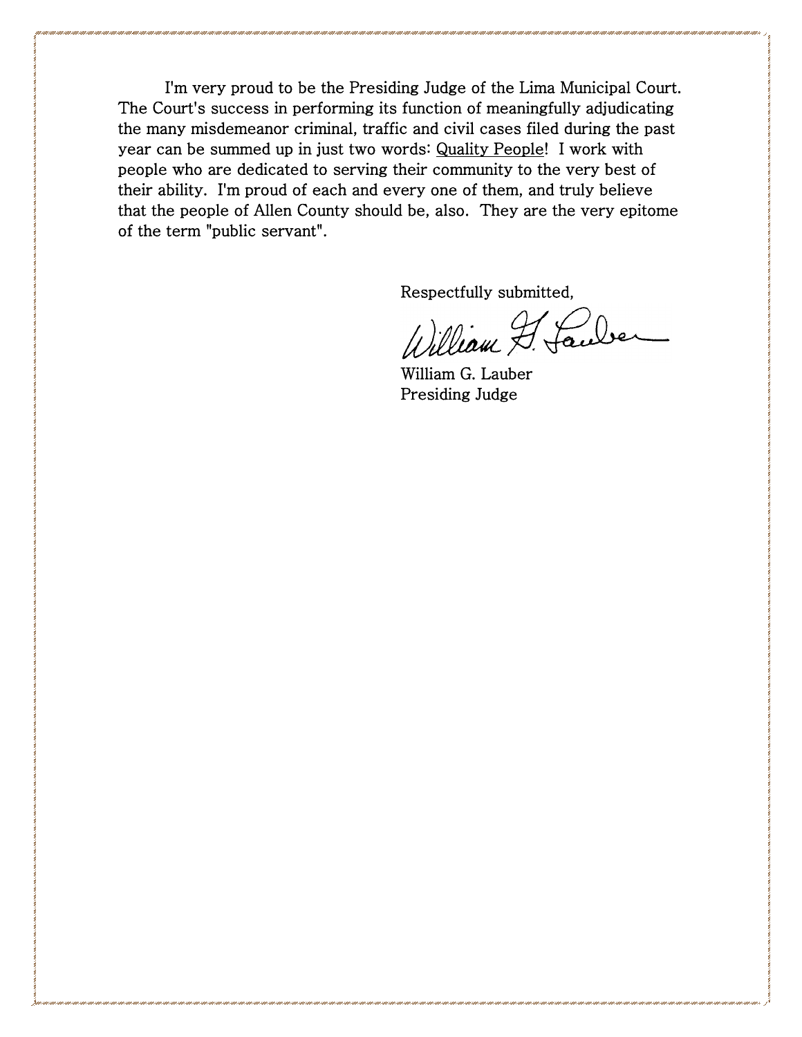I'm very proud to be the Presiding Judge of the Lima Municipal Court. The Court's success in performing its function of meaningfully adjudicating the many misdemeanor criminal, traffic and civil cases filed during the past year can be summed up in just two words: Quality People! I work with people who are dedicated to serving their community to the very best of their ability. I'm proud of each and every one of them, and truly believe that the people of Allen County should be, also. They are the very epitome of the term "public servant".

Respectfully submitted,

William G. Lauber
Presiding Judge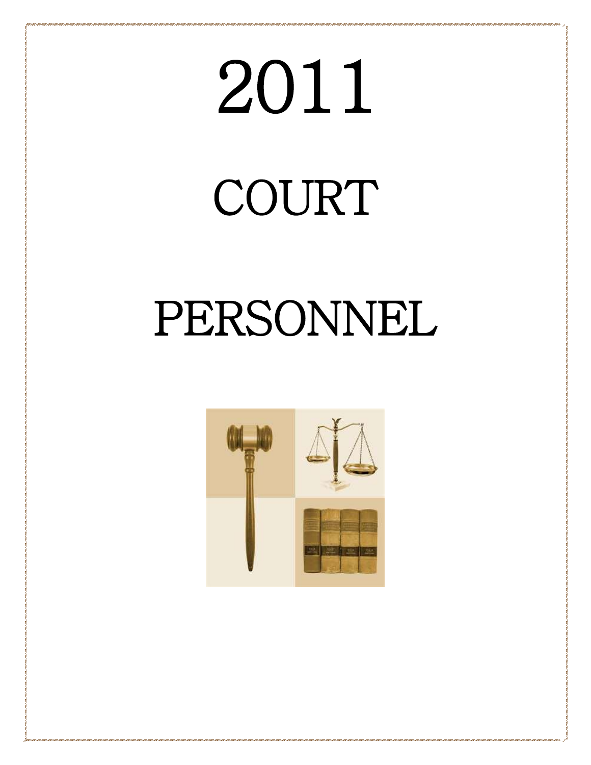# 2011

# COURT

# PERSONNEL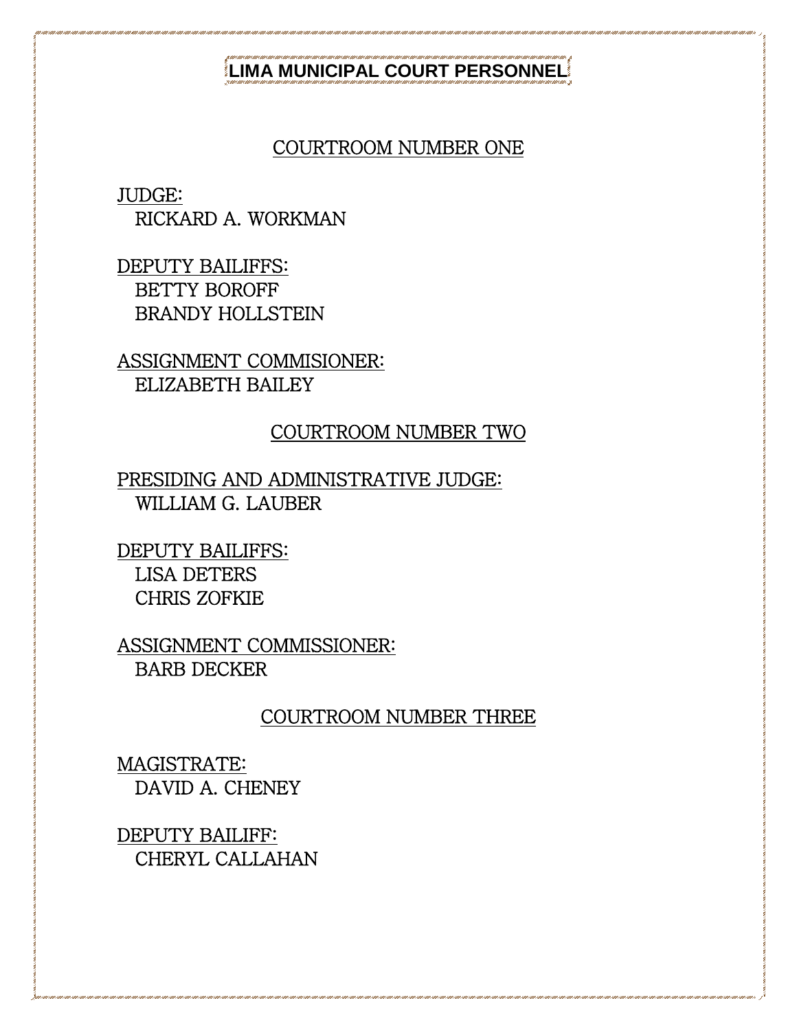# LIMA MUNICIPAL COURT PERSONNEL

## COURTROOM NUMBER ONE

JUDGE:
RICKARD A. WORKMAN

DEPUTY BAILIFFS:
BETTY BOROFF
BRANDY HOLLSTEIN

ASSIGNMENT COMMISIONER:
ELIZABETH BAILEY

## COURTROOM NUMBER TWO

PRESIDING AND ADMINISTRATIVE JUDGE:
WILLIAM G. LAUBER

DEPUTY BAILIFFS:
LISA DETERS
CHRIS ZOFKIE

ASSIGNMENT COMMISSIONER:
BARB DECKER

## COURTROOM NUMBER THREE

MAGISTRATE:
DAVID A. CHENEY

DEPUTY BAILIFF:
CHERYL CALLAHAN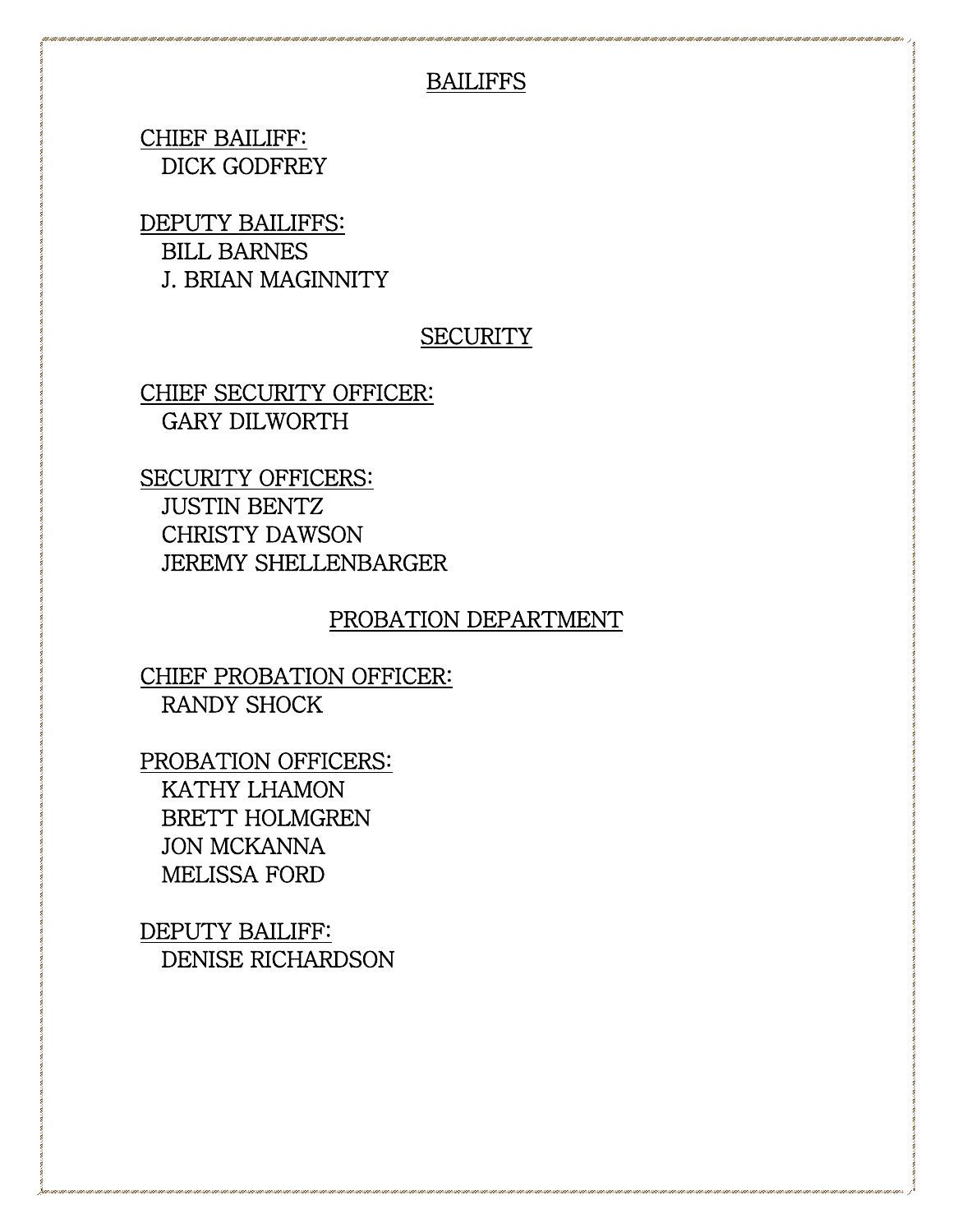## BAILIFFS

CHIEF BAILIFF:
DICK GODFREY

DEPUTY BAILIFFS:
BILL BARNES
J. BRIAN MAGINNITY

## SECURITY

CHIEF SECURITY OFFICER:
GARY DILWORTH

SECURITY OFFICERS:
JUSTIN BENTZ
CHRISTY DAWSON
JEREMY SHELLENBARGER

## PROBATION DEPARTMENT

CHIEF PROBATION OFFICER:
RANDY SHOCK

PROBATION OFFICERS:
KATHY LHAMON
BRETT HOLMGREN
JON MCKANNA
MELISSA FORD

DEPUTY BAILIFF:
DENISE RICHARDSON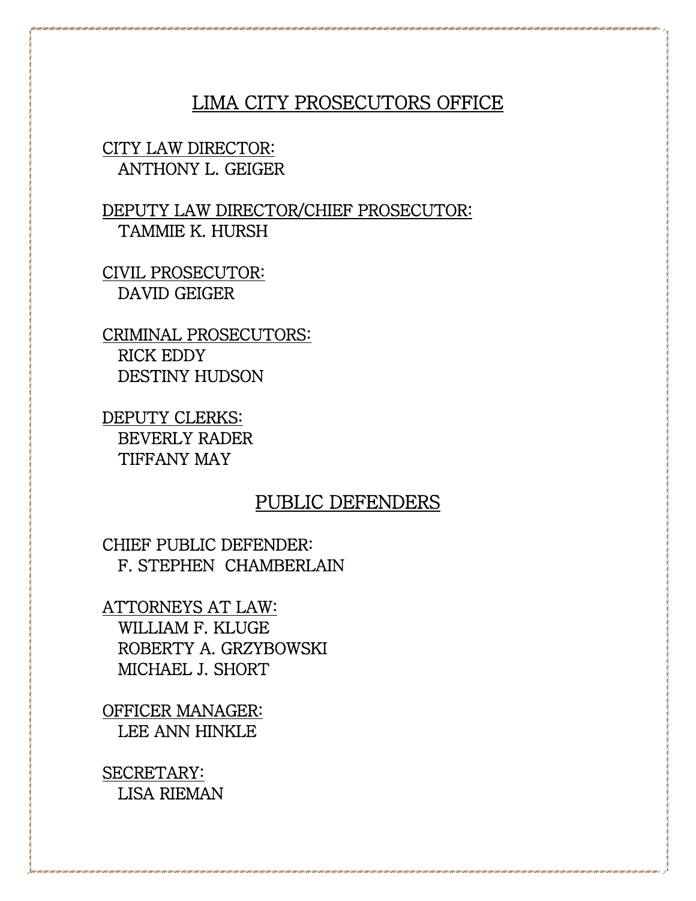## LIMA CITY PROSECUTORS OFFICE

CITY LAW DIRECTOR:
ANTHONY L. GEIGER

DEPUTY LAW DIRECTOR/CHIEF PROSECUTOR:
TAMMIE K. HURSH

CIVIL PROSECUTOR:
DAVID GEIGER

CRIMINAL PROSECUTORS:
RICK EDDY
DESTINY HUDSON

DEPUTY CLERKS:
BEVERLY RADER
TIFFANY MAY

## PUBLIC DEFENDERS

CHIEF PUBLIC DEFENDER:
F. STEPHEN CHAMBERLAIN

ATTORNEYS AT LAW:
WILLIAM F. KLUGE
ROBERTY A. GRZYBOWSKI
MICHAEL J. SHORT

OFFICER MANAGER:
LEE ANN HINKLE

SECRETARY:
LISA RIEMAN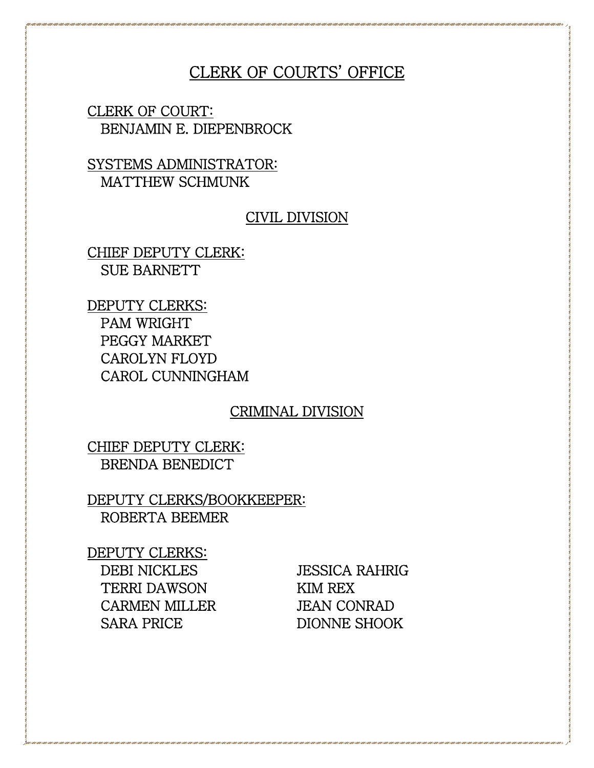# CLERK OF COURTS' OFFICE

CLERK OF COURT:
BENJAMIN E. DIEPENBROCK

SYSTEMS ADMINISTRATOR:
MATTHEW SCHMUNK

## CIVIL DIVISION

CHIEF DEPUTY CLERK:
SUE BARNETT

DEPUTY CLERKS:
PAM WRIGHT
PEGGY MARKET
CAROLYN FLOYD
CAROL CUNNINGHAM

## CRIMINAL DIVISION

CHIEF DEPUTY CLERK:
BRENDA BENEDICT

DEPUTY CLERKS/BOOKKEEPER:
ROBERTA BEEMER

DEPUTY CLERKS:
DEBI NICKLES
TERRI DAWSON
CARMEN MILLER
SARA PRICE
JESSICA RAHRIG
KIM REX
JEAN CONRAD
DIONNE SHOOK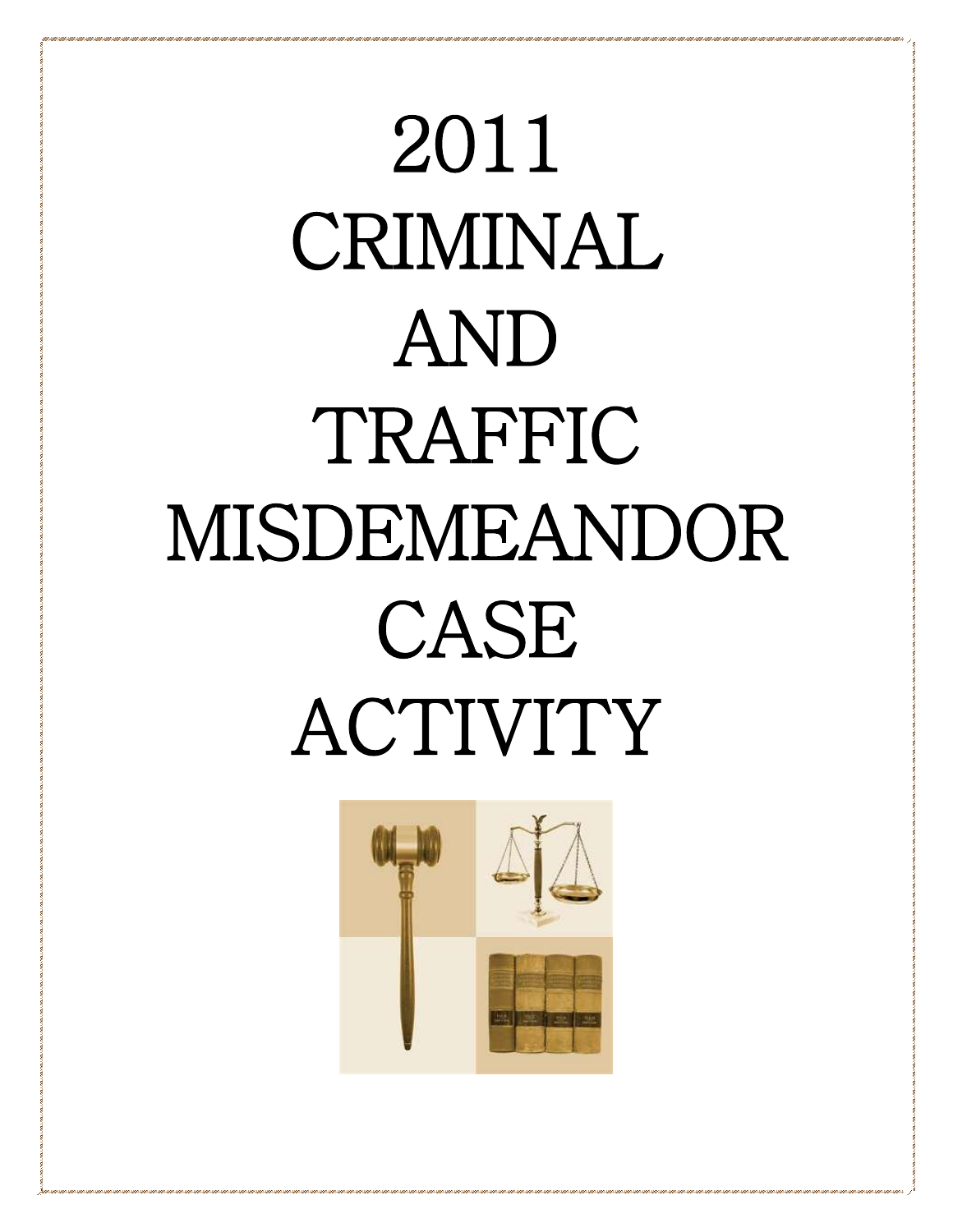# 2011 CRIMINAL AND TRAFFIC MISDEMEANDOR CASE ACTIVITY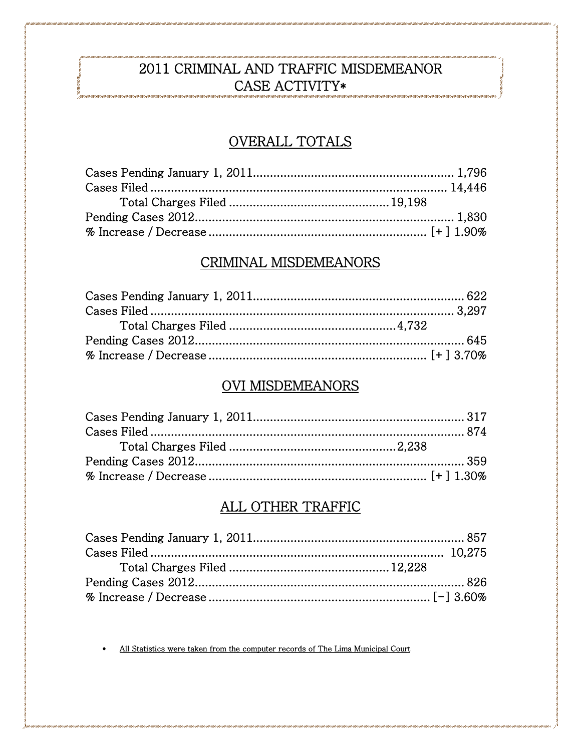# 2011 CRIMINAL AND TRAFFIC MISDEMEANOR CASE ACTIVITY*

## OVERALL TOTALS

Cases Pending January 1, 2011........................................................ 1,796
Cases Filed ....................................................................................... 14,446
    Total Charges Filed ............................................ 19,198
Pending Cases 2012.......................................................................... 1,830
% Increase / Decrease ............................................................ [+ ] 1.90%

## CRIMINAL MISDEMEANORS

Cases Pending January 1, 2011........................................................... 622
Cases Filed ........................................................................................ 3,297
    Total Charges Filed ................................................ 4,732
Pending Cases 2012............................................................................. 645
% Increase / Decrease ............................................................ [+ ] 3.70%

## OVI MISDEMEANORS

Cases Pending January 1, 2011........................................................... 317
Cases Filed .......................................................................................... 874
    Total Charges Filed ................................................ 2,238
Pending Cases 2012............................................................................. 359
% Increase / Decrease ............................................................ [+ ] 1.30%

## ALL OTHER TRAFFIC

Cases Pending January 1, 2011........................................................... 857
Cases Filed ...................................................................................... 10,275
    Total Charges Filed ............................................ 12,228
Pending Cases 2012............................................................................. 826
% Increase / Decrease ............................................................. [−] 3.60%

- All Statistics were taken from the computer records of The Lima Municipal Court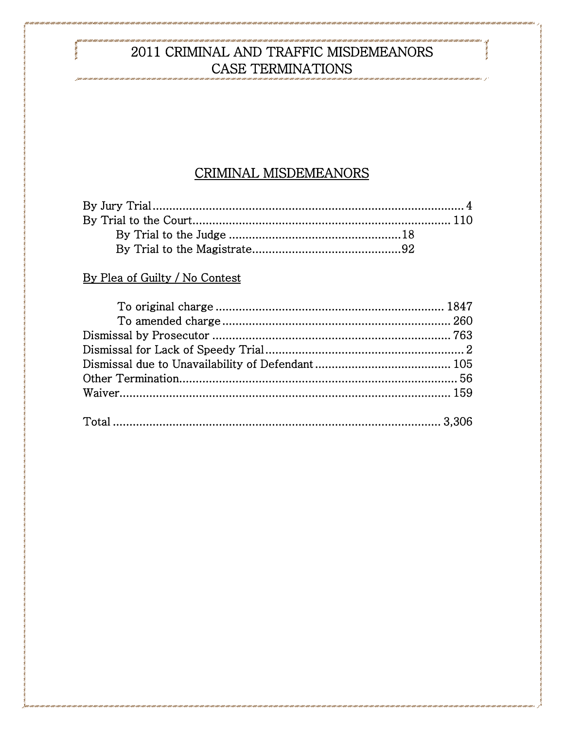# 2011 CRIMINAL AND TRAFFIC MISDEMEANORS CASE TERMINATIONS

## CRIMINAL MISDEMEANORS

| | |
|---|---|
| By Jury Trial | 4 |
| By Trial to the Court | 110 |
| By Trial to the Judge | 18 |
| By Trial to the Magistrate | 92 |

By Plea of Guilty / No Contest

| | |
|---|---|
| To original charge | 1847 |
| To amended charge | 260 |
| Dismissal by Prosecutor | 763 |
| Dismissal for Lack of Speedy Trial | 2 |
| Dismissal due to Unavailability of Defendant | 105 |
| Other Termination | 56 |
| Waiver | 159 |
| Total | 3,306 |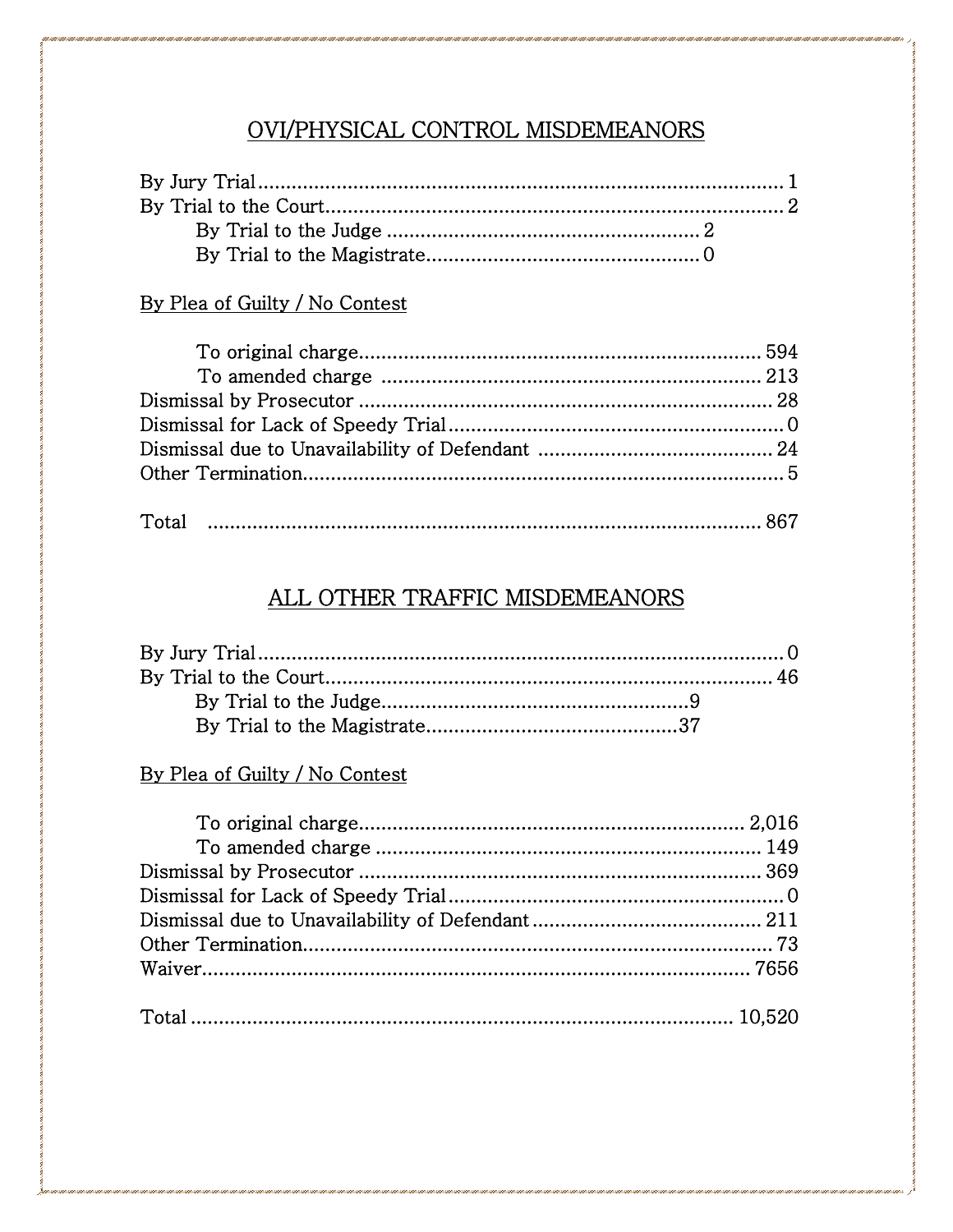## OVI/PHYSICAL CONTROL MISDEMEANORS

| | | |
|---|---|---|
| By Jury Trial | | 1 |
| By Trial to the Court | | 2 |
| By Trial to the Judge | 2 | |
| By Trial to the Magistrate | 0 | |
| **By Plea of Guilty / No Contest** | | |
| To original charge | | 594 |
| To amended charge | | 213 |
| Dismissal by Prosecutor | | 28 |
| Dismissal for Lack of Speedy Trial | | 0 |
| Dismissal due to Unavailability of Defendant | | 24 |
| Other Termination | | 5 |
| Total | | 867 |

## ALL OTHER TRAFFIC MISDEMEANORS

| | | |
|---|---|---|
| By Jury Trial | | 0 |
| By Trial to the Court | | 46 |
| By Trial to the Judge | 9 | |
| By Trial to the Magistrate | 37 | |
| **By Plea of Guilty / No Contest** | | |
| To original charge | | 2,016 |
| To amended charge | | 149 |
| Dismissal by Prosecutor | | 369 |
| Dismissal for Lack of Speedy Trial | | 0 |
| Dismissal due to Unavailability of Defendant | | 211 |
| Other Termination | | 73 |
| Waiver | | 7656 |
| Total | | 10,520 |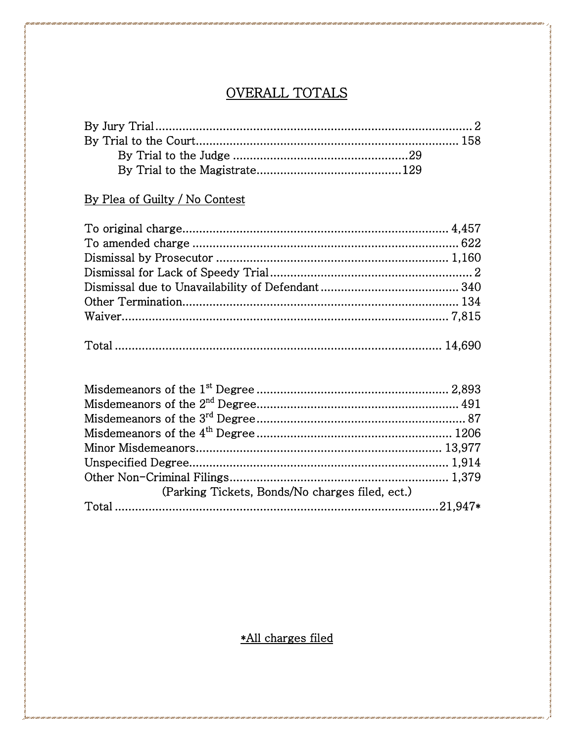## OVERALL TOTALS

| | |
|---|---|
| By Jury Trial | 2 |
| By Trial to the Court | 158 |
| By Trial to the Judge | 29 |
| By Trial to the Magistrate | 129 |

By Plea of Guilty / No Contest

| | |
|---|---|
| To original charge | 4,457 |
| To amended charge | 622 |
| Dismissal by Prosecutor | 1,160 |
| Dismissal for Lack of Speedy Trial | 2 |
| Dismissal due to Unavailability of Defendant | 340 |
| Other Termination | 134 |
| Waiver | 7,815 |
| Total | 14,690 |

| | |
|---|---|
| Misdemeanors of the 1st Degree | 2,893 |
| Misdemeanors of the 2nd Degree | 491 |
| Misdemeanors of the 3rd Degree | 87 |
| Misdemeanors of the 4th Degree | 1206 |
| Minor Misdemeanors | 13,977 |
| Unspecified Degree | 1,914 |
| Other Non-Criminal Filings (Parking Tickets, Bonds/No charges filed, ect.) | 1,379 |
| Total | 21,947* |

*All charges filed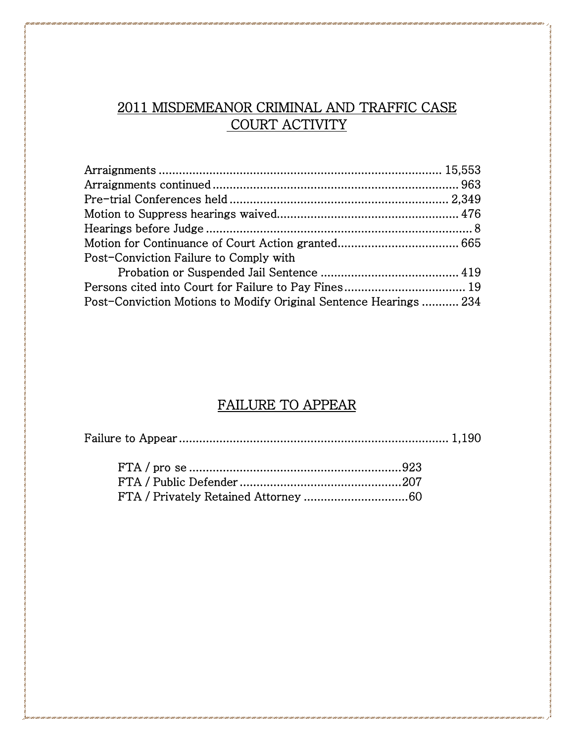## 2011 MISDEMEANOR CRIMINAL AND TRAFFIC CASE COURT ACTIVITY

| | |
|---|---|
| Arraignments | 15,553 |
| Arraignments continued | 963 |
| Pre-trial Conferences held | 2,349 |
| Motion to Suppress hearings waived | 476 |
| Hearings before Judge | 8 |
| Motion for Continuance of Court Action granted | 665 |
| Post-Conviction Failure to Comply with Probation or Suspended Jail Sentence | 419 |
| Persons cited into Court for Failure to Pay Fines | 19 |
| Post-Conviction Motions to Modify Original Sentence Hearings | 234 |

## FAILURE TO APPEAR

| | |
|---|---|
| Failure to Appear | 1,190 |

| | |
|---|---|
| FTA / pro se | 923 |
| FTA / Public Defender | 207 |
| FTA / Privately Retained Attorney | 60 |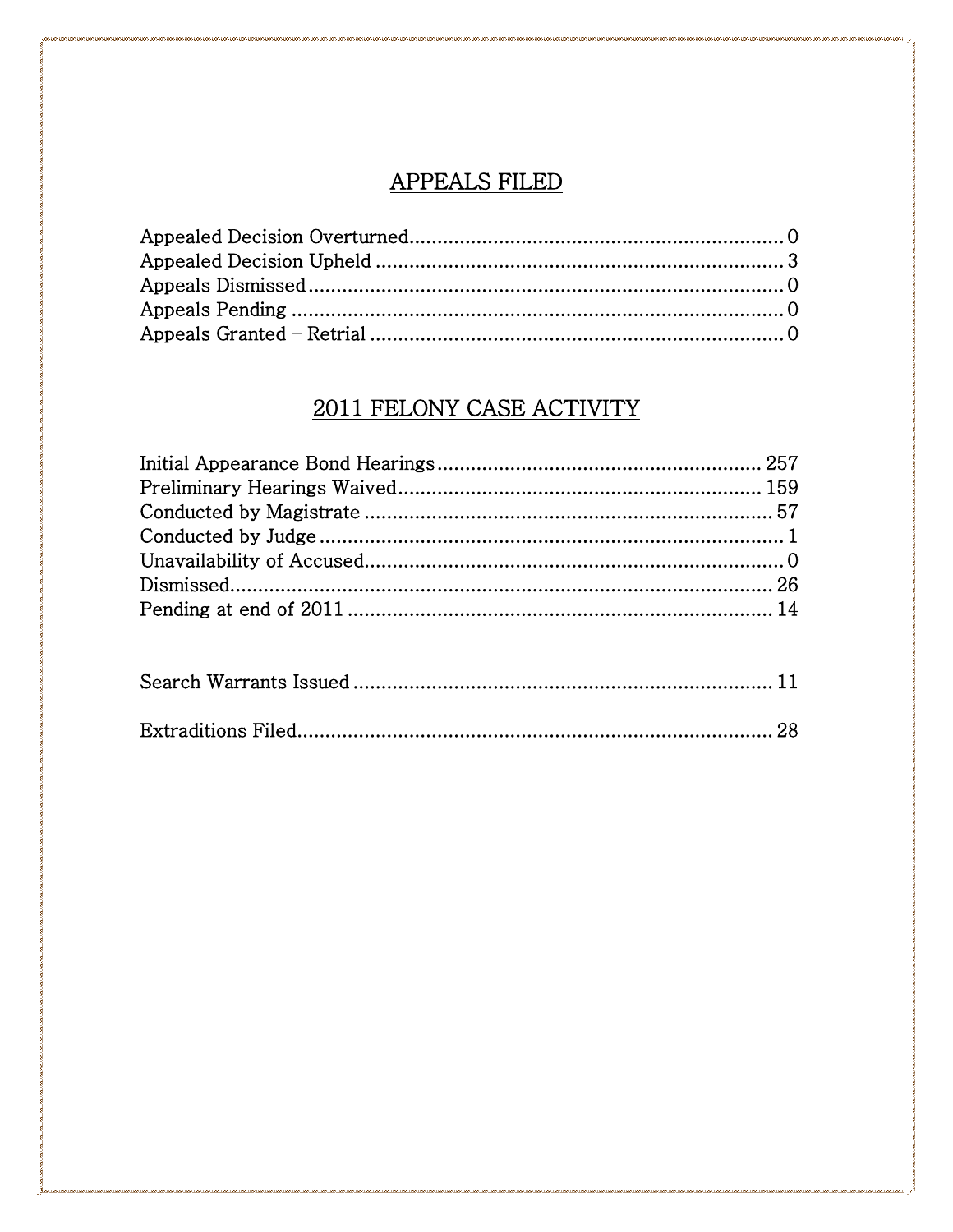## APPEALS FILED

Appealed Decision Overturned.................................................................. 0
Appealed Decision Upheld ........................................................................ 3
Appeals Dismissed..................................................................................... 0
Appeals Pending ........................................................................................ 0
Appeals Granted – Retrial ......................................................................... 0

## 2011 FELONY CASE ACTIVITY

Initial Appearance Bond Hearings.......................................................... 257
Preliminary Hearings Waived................................................................. 159
Conducted by Magistrate ......................................................................... 57
Conducted by Judge ................................................................................... 1
Unavailability of Accused........................................................................... 0
Dismissed.................................................................................................. 26
Pending at end of 2011 ............................................................................ 14

Search Warrants Issued ............................................................................ 11

Extraditions Filed...................................................................................... 28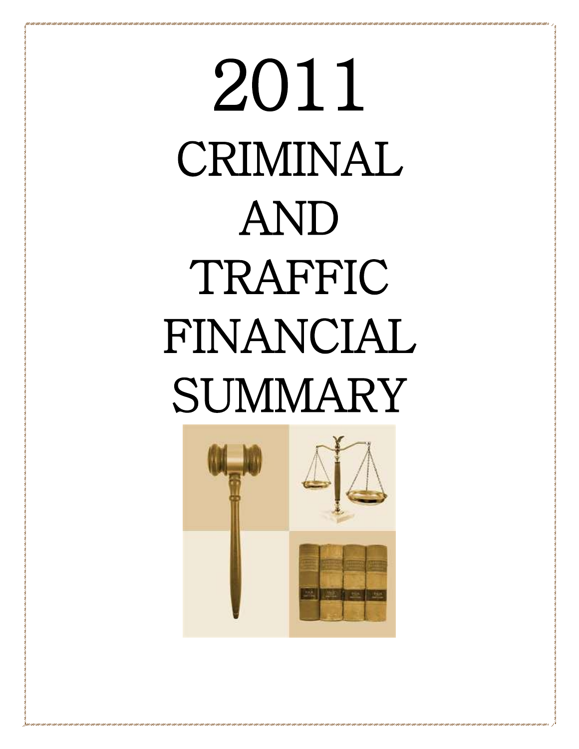# 2011 CRIMINAL AND TRAFFIC FINANCIAL SUMMARY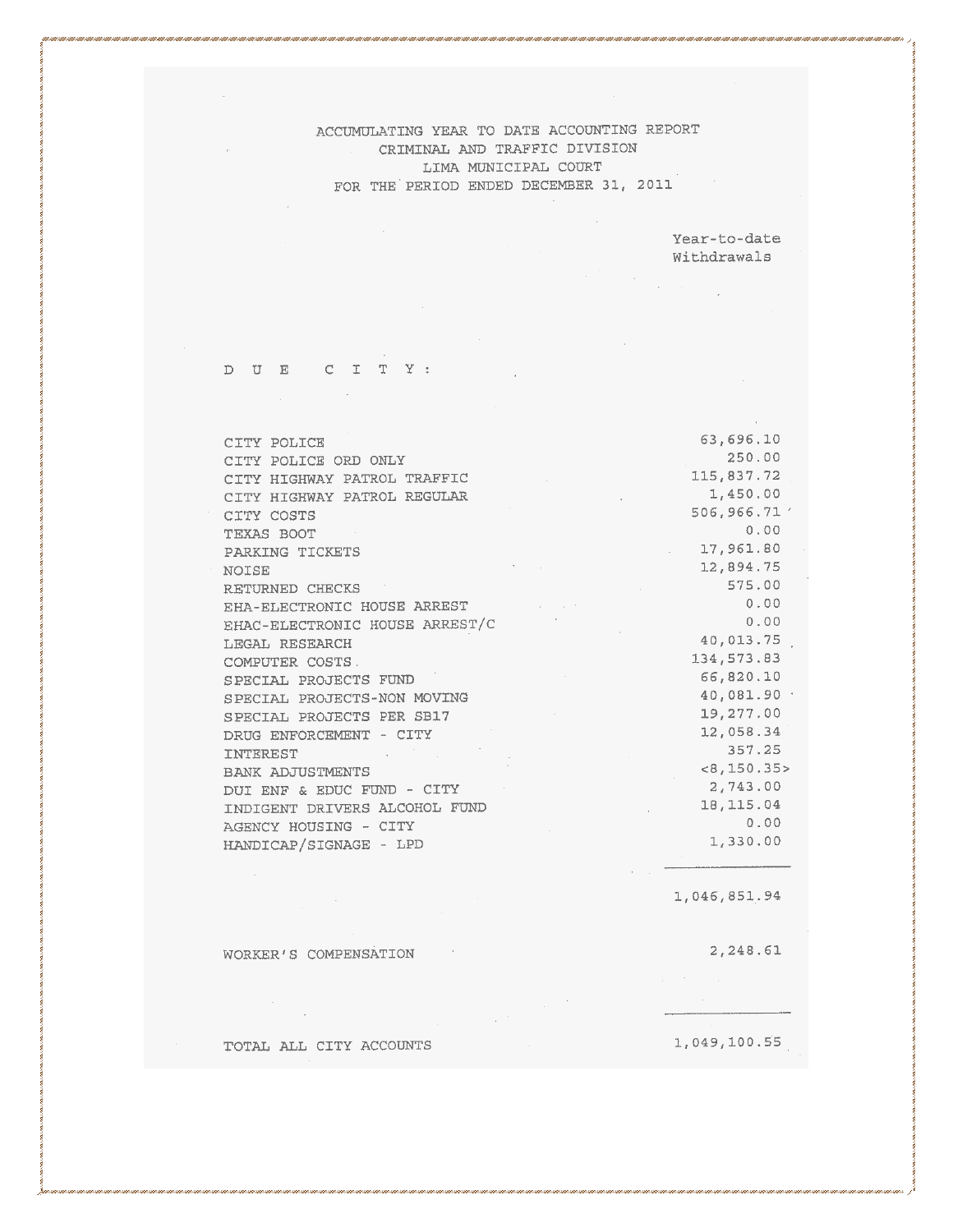# ACCUMULATING YEAR TO DATE ACCOUNTING REPORT
## CRIMINAL AND TRAFFIC DIVISION
## LIMA MUNICIPAL COURT
## FOR THE PERIOD ENDED DECEMBER 31, 2011

| | Year-to-date Withdrawals |
|---|---|
| **D U E C I T Y :** | |
| CITY POLICE | 63,696.10 |
| CITY POLICE ORD ONLY | 250.00 |
| CITY HIGHWAY PATROL TRAFFIC | 115,837.72 |
| CITY HIGHWAY PATROL REGULAR | 1,450.00 |
| CITY COSTS | 506,966.71 |
| TEXAS BOOT | 0.00 |
| PARKING TICKETS | 17,961.80 |
| NOISE | 12,894.75 |
| RETURNED CHECKS | 575.00 |
| EHA-ELECTRONIC HOUSE ARREST | 0.00 |
| EHAC-ELECTRONIC HOUSE ARREST/C | 0.00 |
| LEGAL RESEARCH | 40,013.75 |
| COMPUTER COSTS | 134,573.83 |
| SPECIAL PROJECTS FUND | 66,820.10 |
| SPECIAL PROJECTS-NON MOVING | 40,081.90 |
| SPECIAL PROJECTS PER SB17 | 19,277.00 |
| DRUG ENFORCEMENT - CITY | 12,058.34 |
| INTEREST | 357.25 |
| BANK ADJUSTMENTS | <8,150.35> |
| DUI ENF & EDUC FUND - CITY | 2,743.00 |
| INDIGENT DRIVERS ALCOHOL FUND | 18,115.04 |
| AGENCY HOUSING - CITY | 0.00 |
| HANDICAP/SIGNAGE - LPD | 1,330.00 |
| | 1,046,851.94 |
| WORKER'S COMPENSATION | 2,248.61 |
| TOTAL ALL CITY ACCOUNTS | 1,049,100.55 |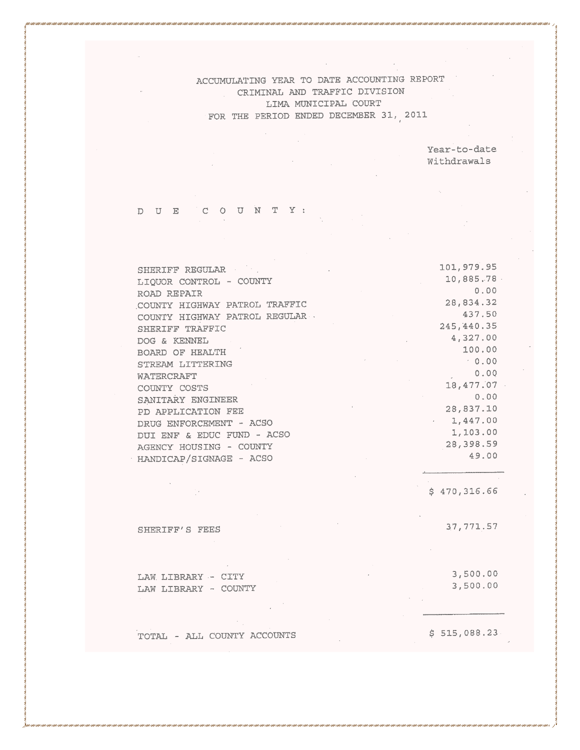# ACCUMULATING YEAR TO DATE ACCOUNTING REPORT
## CRIMINAL AND TRAFFIC DIVISION
## LIMA MUNICIPAL COURT
## FOR THE PERIOD ENDED DECEMBER 31, 2011

| | Year-to-date Withdrawals |
|---|---|
| **D U E C O U N T Y :** | |
| SHERIFF REGULAR | 101,979.95 |
| LIQUOR CONTROL - COUNTY | 10,885.78 |
| ROAD REPAIR | 0.00 |
| COUNTY HIGHWAY PATROL TRAFFIC | 28,834.32 |
| COUNTY HIGHWAY PATROL REGULAR | 437.50 |
| SHERIFF TRAFFIC | 245,440.35 |
| DOG & KENNEL | 4,327.00 |
| BOARD OF HEALTH | 100.00 |
| STREAM LITTERING | 0.00 |
| WATERCRAFT | 0.00 |
| COUNTY COSTS | 18,477.07 |
| SANITARY ENGINEER | 0.00 |
| PD APPLICATION FEE | 28,837.10 |
| DRUG ENFORCEMENT - ACSO | 1,447.00 |
| DUI ENF & EDUC FUND - ACSO | 1,103.00 |
| AGENCY HOUSING - COUNTY | 28,398.59 |
| HANDICAP/SIGNAGE - ACSO | 49.00 |
| | $ 470,316.66 |
| SHERIFF'S FEES | 37,771.57 |
| LAW LIBRARY - CITY | 3,500.00 |
| LAW LIBRARY - COUNTY | 3,500.00 |
| TOTAL - ALL COUNTY ACCOUNTS | $ 515,088.23 |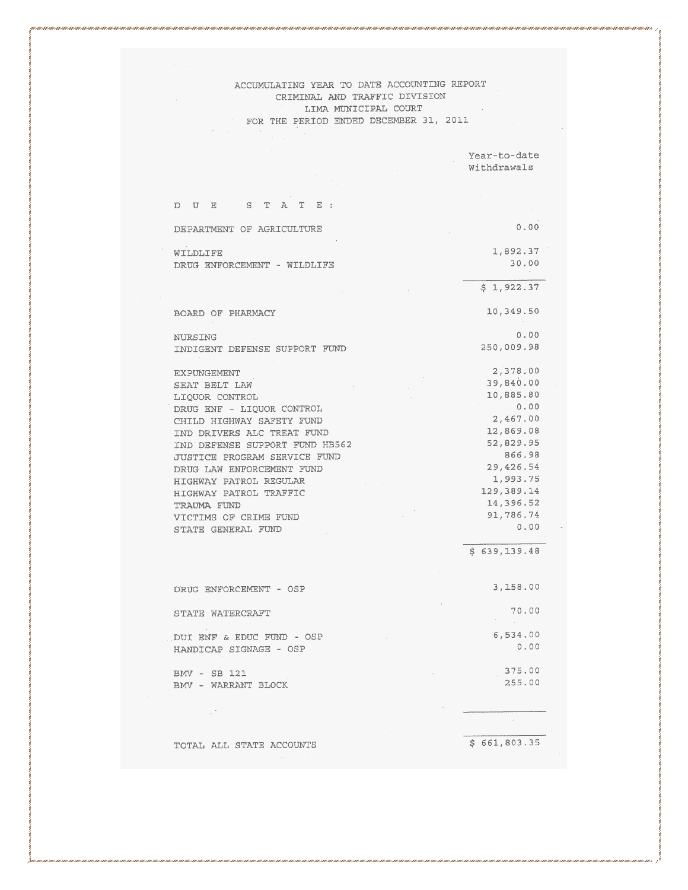ACCUMULATING YEAR TO DATE ACCOUNTING REPORT
CRIMINAL AND TRAFFIC DIVISION
LIMA MUNICIPAL COURT
FOR THE PERIOD ENDED DECEMBER 31, 2011

| | Year-to-date Withdrawals |
|---|---|
| **D U E  S T A T E :** | |
| DEPARTMENT OF AGRICULTURE | 0.00 |
| WILDLIFE | 1,892.37 |
| DRUG ENFORCEMENT - WILDLIFE | 30.00 |
| | $ 1,922.37 |
| BOARD OF PHARMACY | 10,349.50 |
| NURSING | 0.00 |
| INDIGENT DEFENSE SUPPORT FUND | 250,009.98 |
| EXPUNGEMENT | 2,378.00 |
| SEAT BELT LAW | 39,840.00 |
| LIQUOR CONTROL | 10,885.80 |
| DRUG ENF - LIQUOR CONTROL | 0.00 |
| CHILD HIGHWAY SAFETY FUND | 2,467.00 |
| IND DRIVERS ALC TREAT FUND | 12,869.08 |
| IND DEFENSE SUPPORT FUND HB562 | 52,829.95 |
| JUSTICE PROGRAM SERVICE FUND | 866.98 |
| DRUG LAW ENFORCEMENT FUND | 29,426.54 |
| HIGHWAY PATROL REGULAR | 1,993.75 |
| HIGHWAY PATROL TRAFFIC | 129,389.14 |
| TRAUMA FUND | 14,396.52 |
| VICTIMS OF CRIME FUND | 91,786.74 |
| STATE GENERAL FUND | 0.00 |
| | $ 639,139.48 |
| DRUG ENFORCEMENT - OSP | 3,158.00 |
| STATE WATERCRAFT | 70.00 |
| DUI ENF & EDUC FUND - OSP | 6,534.00 |
| HANDICAP SIGNAGE - OSP | 0.00 |
| BMV - SB 121 | 375.00 |
| BMV - WARRANT BLOCK | 255.00 |
| TOTAL ALL STATE ACCOUNTS | $ 661,803.35 |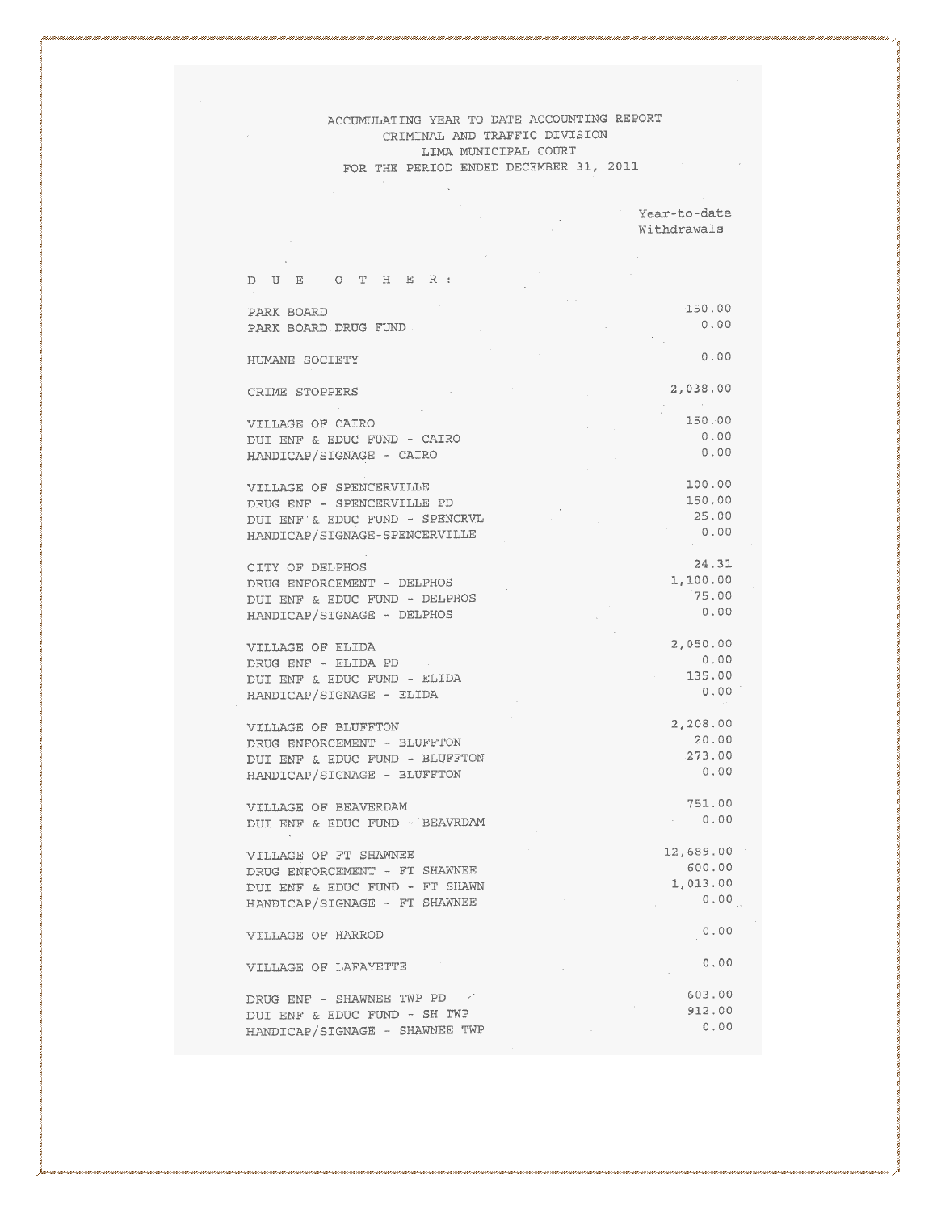ACCUMULATING YEAR TO DATE ACCOUNTING REPORT
CRIMINAL AND TRAFFIC DIVISION
LIMA MUNICIPAL COURT
FOR THE PERIOD ENDED DECEMBER 31, 2011

| | Year-to-date Withdrawals |
|---|---:|
| **D U E   O T H E R :** | |
| PARK BOARD | 150.00 |
| PARK BOARD DRUG FUND | 0.00 |
| HUMANE SOCIETY | 0.00 |
| CRIME STOPPERS | 2,038.00 |
| VILLAGE OF CAIRO | 150.00 |
| DUI ENF & EDUC FUND - CAIRO | 0.00 |
| HANDICAP/SIGNAGE - CAIRO | 0.00 |
| VILLAGE OF SPENCERVILLE | 100.00 |
| DRUG ENF - SPENCERVILLE PD | 150.00 |
| DUI ENF & EDUC FUND - SPENCRVL | 25.00 |
| HANDICAP/SIGNAGE-SPENCERVILLE | 0.00 |
| CITY OF DELPHOS | 24.31 |
| DRUG ENFORCEMENT - DELPHOS | 1,100.00 |
| DUI ENF & EDUC FUND - DELPHOS | 75.00 |
| HANDICAP/SIGNAGE - DELPHOS | 0.00 |
| VILLAGE OF ELIDA | 2,050.00 |
| DRUG ENF - ELIDA PD | 0.00 |
| DUI ENF & EDUC FUND - ELIDA | 135.00 |
| HANDICAP/SIGNAGE - ELIDA | 0.00 |
| VILLAGE OF BLUFFTON | 2,208.00 |
| DRUG ENFORCEMENT - BLUFFTON | 20.00 |
| DUI ENF & EDUC FUND - BLUFFTON | 273.00 |
| HANDICAP/SIGNAGE - BLUFFTON | 0.00 |
| VILLAGE OF BEAVERDAM | 751.00 |
| DUI ENF & EDUC FUND - BEAVRDAM | 0.00 |
| VILLAGE OF FT SHAWNEE | 12,689.00 |
| DRUG ENFORCEMENT - FT SHAWNEE | 600.00 |
| DUI ENF & EDUC FUND - FT SHAWN | 1,013.00 |
| HANDICAP/SIGNAGE - FT SHAWNEE | 0.00 |
| VILLAGE OF HARROD | 0.00 |
| VILLAGE OF LAFAYETTE | 0.00 |
| DRUG ENF - SHAWNEE TWP PD | 603.00 |
| DUI ENF & EDUC FUND - SH TWP | 912.00 |
| HANDICAP/SIGNAGE - SHAWNEE TWP | 0.00 |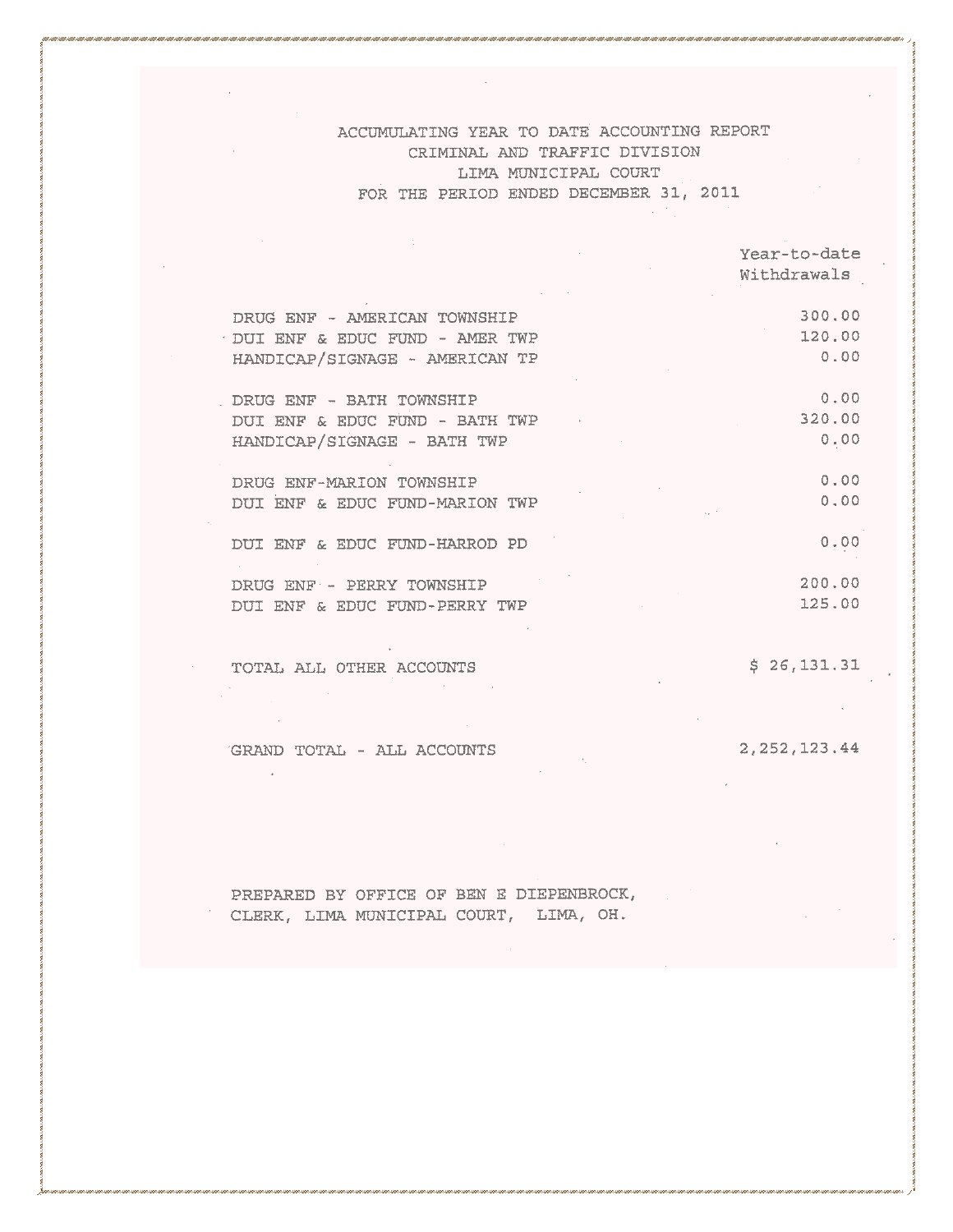ACCUMULATING YEAR TO DATE ACCOUNTING REPORT
CRIMINAL AND TRAFFIC DIVISION
LIMA MUNICIPAL COURT
FOR THE PERIOD ENDED DECEMBER 31, 2011

| | Year-to-date Withdrawals |
|---|---:|
| DRUG ENF - AMERICAN TOWNSHIP | 300.00 |
| DUI ENF & EDUC FUND - AMER TWP | 120.00 |
| HANDICAP/SIGNAGE - AMERICAN TP | 0.00 |
| | |
| DRUG ENF - BATH TOWNSHIP | 0.00 |
| DUI ENF & EDUC FUND - BATH TWP | 320.00 |
| HANDICAP/SIGNAGE - BATH TWP | 0.00 |
| | |
| DRUG ENF-MARION TOWNSHIP | 0.00 |
| DUI ENF & EDUC FUND-MARION TWP | 0.00 |
| | |
| DUI ENF & EDUC FUND-HARROD PD | 0.00 |
| | |
| DRUG ENF - PERRY TOWNSHIP | 200.00 |
| DUI ENF & EDUC FUND-PERRY TWP | 125.00 |
| | |
| TOTAL ALL OTHER ACCOUNTS | $ 26,131.31 |
| | |
| GRAND TOTAL - ALL ACCOUNTS | 2,252,123.44 |

PREPARED BY OFFICE OF BEN E DIEPENBROCK,
CLERK, LIMA MUNICIPAL COURT, LIMA, OH.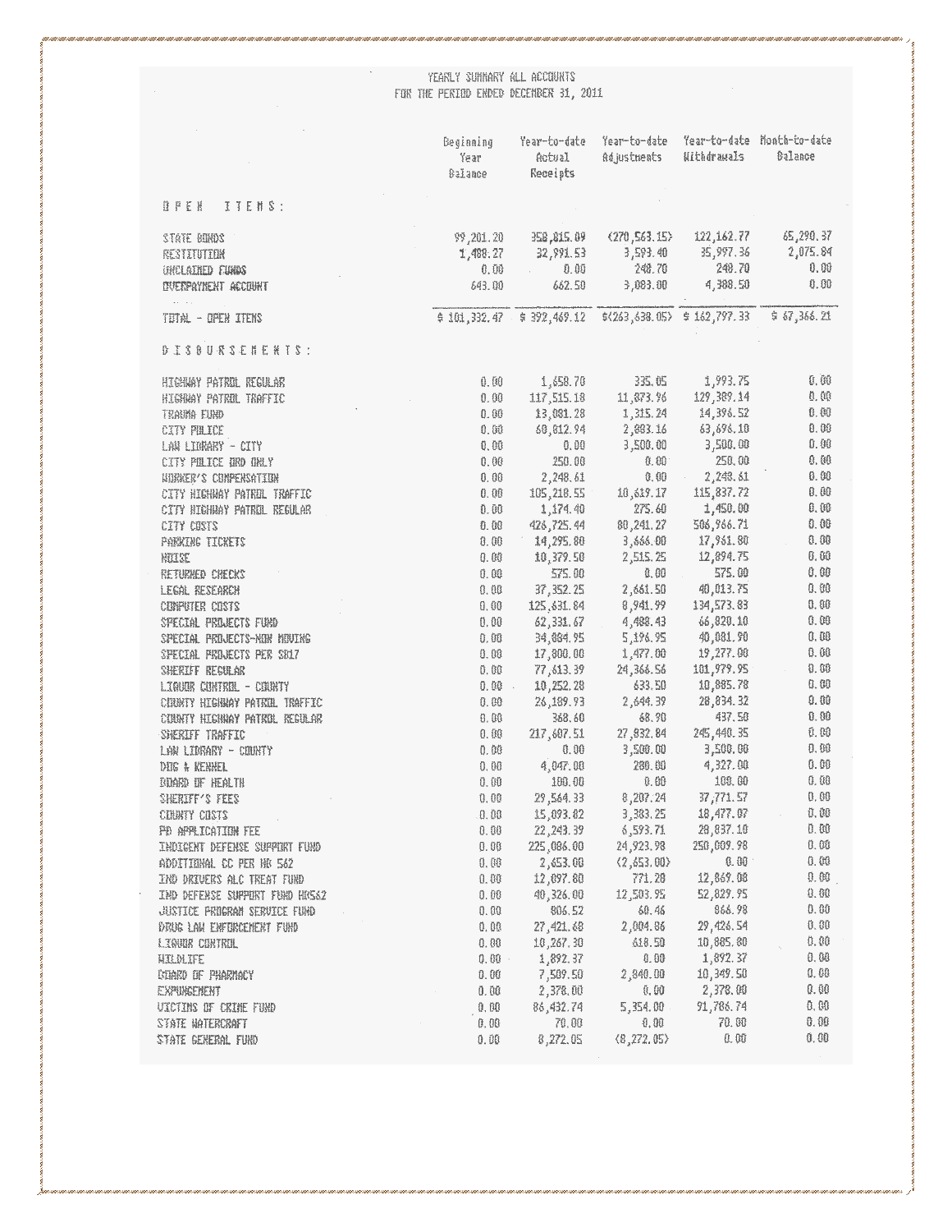YEARLY SUMMARY ALL ACCOUNTS
FOR THE PERIOD ENDED DECEMBER 31, 2011

| | Beginning Year Balance | Year-to-date Actual Receipts | Year-to-date Adjustments | Year-to-date Withdrawals | Month-to-date Balance |
|---|---|---|---|---|---|
| **OPEN ITEMS:** | | | | | |
| STATE BONDS | 99,201.20 | 358,815.09 | (270,563.15) | 122,162.77 | 65,290.37 |
| RESTITUTION | 1,488.27 | 32,991.53 | 3,593.40 | 35,997.36 | 2,075.84 |
| UNCLAIMED FUNDS | 0.00 | 0.00 | 248.70 | 248.70 | 0.00 |
| OVERPAYMENT ACCOUNT | 643.00 | 662.50 | 3,083.00 | 4,388.50 | 0.00 |
| TOTAL - OPEN ITEMS | $ 101,332.47 | $ 392,469.12 | $(263,638.05) | $ 162,797.33 | $ 67,366.21 |
| **DISBURSEMENTS:** | | | | | |
| HIGHWAY PATROL REGULAR | 0.00 | 1,658.70 | 335.05 | 1,993.75 | 0.00 |
| HIGHWAY PATROL TRAFFIC | 0.00 | 117,515.18 | 11,873.96 | 129,389.14 | 0.00 |
| TRAUMA FUND | 0.00 | 13,081.28 | 1,315.24 | 14,396.52 | 0.00 |
| CITY POLICE | 0.00 | 60,812.94 | 2,883.16 | 63,696.10 | 0.00 |
| LAW LIBRARY - CITY | 0.00 | 0.00 | 3,500.00 | 3,500.00 | 0.00 |
| CITY POLICE ORD ONLY | 0.00 | 250.00 | 0.00 | 250.00 | 0.00 |
| WORKER'S COMPENSATION | 0.00 | 2,248.61 | 0.00 | 2,248.61 | 0.00 |
| CITY HIGHWAY PATROL TRAFFIC | 0.00 | 105,218.55 | 10,619.17 | 115,837.72 | 0.00 |
| CITY HIGHWAY PATROL REGULAR | 0.00 | 1,174.40 | 275.60 | 1,450.00 | 0.00 |
| CITY COSTS | 0.00 | 426,725.44 | 80,241.27 | 506,966.71 | 0.00 |
| PARKING TICKETS | 0.00 | 14,295.80 | 3,666.00 | 17,961.80 | 0.00 |
| NOISE | 0.00 | 10,379.50 | 2,515.25 | 12,894.75 | 0.00 |
| RETURNED CHECKS | 0.00 | 575.00 | 0.00 | 575.00 | 0.00 |
| LEGAL RESEARCH | 0.00 | 37,352.25 | 2,661.50 | 40,013.75 | 0.00 |
| COMPUTER COSTS | 0.00 | 125,631.84 | 8,941.99 | 134,573.83 | 0.00 |
| SPECIAL PROJECTS FUND | 0.00 | 62,331.67 | 4,488.43 | 66,820.10 | 0.00 |
| SPECIAL PROJECTS-NON MOVING | 0.00 | 34,884.95 | 5,196.95 | 40,081.90 | 0.00 |
| SPECIAL PROJECTS PER SB17 | 0.00 | 17,800.00 | 1,477.00 | 19,277.00 | 0.00 |
| SHERIFF REGULAR | 0.00 | 77,613.39 | 24,366.56 | 101,979.95 | 0.00 |
| LIQUOR CONTROL - COUNTY | 0.00 | 10,252.28 | 633.50 | 10,885.78 | 0.00 |
| COUNTY HIGHWAY PATROL TRAFFIC | 0.00 | 26,189.93 | 2,644.39 | 28,834.32 | 0.00 |
| COUNTY HIGHWAY PATROL REGULAR | 0.00 | 368.60 | 68.90 | 437.50 | 0.00 |
| SHERIFF TRAFFIC | 0.00 | 217,607.51 | 27,832.84 | 245,440.35 | 0.00 |
| LAW LIBRARY - COUNTY | 0.00 | 0.00 | 3,500.00 | 3,500.00 | 0.00 |
| DOG & KENNEL | 0.00 | 4,047.00 | 280.00 | 4,327.00 | 0.00 |
| BOARD OF HEALTH | 0.00 | 100.00 | 0.00 | 100.00 | 0.00 |
| SHERIFF'S FEES | 0.00 | 29,564.33 | 8,207.24 | 37,771.57 | 0.00 |
| COUNTY COSTS | 0.00 | 15,093.82 | 3,383.25 | 18,477.07 | 0.00 |
| PD APPLICATION FEE | 0.00 | 22,243.39 | 6,593.71 | 28,837.10 | 0.00 |
| INDIGENT DEFENSE SUPPORT FUND | 0.00 | 225,086.00 | 24,923.98 | 250,009.98 | 0.00 |
| ADDITIONAL CC PER HB 562 | 0.00 | 2,653.00 | (2,653.00) | 0.00 | 0.00 |
| IND DRIVERS ALC TREAT FUND | 0.00 | 12,097.80 | 771.28 | 12,869.08 | 0.00 |
| IND DEFENSE SUPPORT FUND HB562 | 0.00 | 40,326.00 | 12,503.95 | 52,829.95 | 0.00 |
| JUSTICE PROGRAM SERVICE FUND | 0.00 | 806.52 | 60.46 | 866.98 | 0.00 |
| DRUG LAW ENFORCEMENT FUND | 0.00 | 27,421.68 | 2,004.86 | 29,426.54 | 0.00 |
| LIQUOR CONTROL | 0.00 | 10,267.30 | 618.50 | 10,885.80 | 0.00 |
| WILDLIFE | 0.00 | 1,892.37 | 0.00 | 1,892.37 | 0.00 |
| BOARD OF PHARMACY | 0.00 | 7,509.50 | 2,840.00 | 10,349.50 | 0.00 |
| EXPUNGEMENT | 0.00 | 2,378.00 | 0.00 | 2,378.00 | 0.00 |
| VICTIMS OF CRIME FUND | 0.00 | 86,432.74 | 5,354.00 | 91,786.74 | 0.00 |
| STATE WATERCRAFT | 0.00 | 70.00 | 0.00 | 70.00 | 0.00 |
| STATE GENERAL FUND | 0.00 | 8,272.05 | (8,272.05) | 0.00 | 0.00 |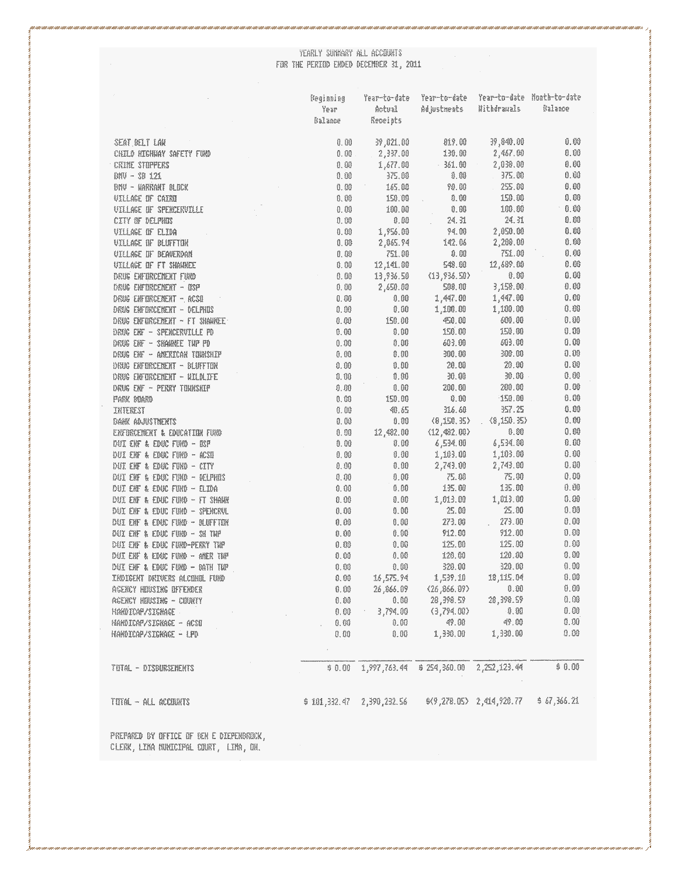YEARLY SUMMARY ALL ACCOUNTS
FOR THE PERIOD ENDED DECEMBER 31, 2011

| | Beginning Year Balance | Year-to-date Actual Receipts | Year-to-date Adjustments | Year-to-date Withdrawals | Month-to-date Balance |
|---|---|---|---|---|---|
| SEAT BELT LAW | 0.00 | 39,021.00 | 819.00 | 39,840.00 | 0.00 |
| CHILD HIGHWAY SAFETY FUND | 0.00 | 2,337.00 | 130.00 | 2,467.00 | 0.00 |
| CRIME STOPPERS | 0.00 | 1,677.00 | 361.00 | 2,038.00 | 0.00 |
| BMV - SB 121 | 0.00 | 375.00 | 0.00 | 375.00 | 0.00 |
| BMV - WARRANT BLOCK | 0.00 | 165.00 | 90.00 | 255.00 | 0.00 |
| VILLAGE OF CAIRO | 0.00 | 150.00 | 0.00 | 150.00 | 0.00 |
| VILLAGE OF SPENCERVILLE | 0.00 | 100.00 | 0.00 | 100.00 | 0.00 |
| CITY OF DELPHOS | 0.00 | 0.00 | 24.31 | 24.31 | 0.00 |
| VILLAGE OF ELIDA | 0.00 | 1,956.00 | 94.00 | 2,050.00 | 0.00 |
| VILLAGE OF BLUFFTON | 0.00 | 2,065.94 | 142.06 | 2,208.00 | 0.00 |
| VILLAGE OF BEAVERDAM | 0.00 | 751.00 | 0.00 | 751.00 | 0.00 |
| VILLAGE OF FT SHAWNEE | 0.00 | 12,141.00 | 548.00 | 12,689.00 | 0.00 |
| DRUG ENFORCEMENT FUND | 0.00 | 13,936.50 | (13,936.50) | 0.00 | 0.00 |
| DRUG ENFORCEMENT - OSP | 0.00 | 2,650.00 | 508.00 | 3,158.00 | 0.00 |
| DRUG ENFORCEMENT - ACSO | 0.00 | 0.00 | 1,447.00 | 1,447.00 | 0.00 |
| DRUG ENFORCEMENT - DELPHOS | 0.00 | 0.00 | 1,100.00 | 1,100.00 | 0.00 |
| DRUG ENFORCEMENT - FT SHAWNEE | 0.00 | 150.00 | 450.00 | 600.00 | 0.00 |
| DRUG ENF - SPENCERVILLE PD | 0.00 | 0.00 | 150.00 | 150.00 | 0.00 |
| DRUG ENF - SHAWNEE TWP PD | 0.00 | 0.00 | 603.00 | 603.00 | 0.00 |
| DRUG ENF - AMERICAN TOWNSHIP | 0.00 | 0.00 | 300.00 | 300.00 | 0.00 |
| DRUG ENFORCEMENT - BLUFFTON | 0.00 | 0.00 | 20.00 | 20.00 | 0.00 |
| DRUG ENFORCEMENT - WILDLIFE | 0.00 | 0.00 | 30.00 | 30.00 | 0.00 |
| DRUG ENF - PERRY TOWNSHIP | 0.00 | 0.00 | 200.00 | 200.00 | 0.00 |
| PARK BOARD | 0.00 | 150.00 | 0.00 | 150.00 | 0.00 |
| INTEREST | 0.00 | 40.65 | 316.60 | 357.25 | 0.00 |
| BANK ADJUSTMENTS | 0.00 | 0.00 | (8,150.35) | (8,150.35) | 0.00 |
| ENFORCEMENT & EDUCATION FUND | 0.00 | 12,482.00 | (12,482.00) | 0.00 | 0.00 |
| DUI ENF & EDUC FUND - OSP | 0.00 | 0.00 | 6,534.00 | 6,534.00 | 0.00 |
| DUI ENF & EDUC FUND - ACSO | 0.00 | 0.00 | 1,103.00 | 1,103.00 | 0.00 |
| DUI ENF & EDUC FUND - CITY | 0.00 | 0.00 | 2,743.00 | 2,743.00 | 0.00 |
| DUI ENF & EDUC FUND - DELPHOS | 0.00 | 0.00 | 75.00 | 75.00 | 0.00 |
| DUI ENF & EDUC FUND - ELIDA | 0.00 | 0.00 | 135.00 | 135.00 | 0.00 |
| DUI ENF & EDUC FUND - FT SHAWN | 0.00 | 0.00 | 1,013.00 | 1,013.00 | 0.00 |
| DUI ENF & EDUC FUND - SPENCRVL | 0.00 | 0.00 | 25.00 | 25.00 | 0.00 |
| DUI ENF & EDUC FUND - BLUFFTON | 0.00 | 0.00 | 273.00 | 273.00 | 0.00 |
| DUI ENF & EDUC FUND - SH TWP | 0.00 | 0.00 | 912.00 | 912.00 | 0.00 |
| DUI ENF & EDUC FUND-PERRY TWP | 0.00 | 0.00 | 125.00 | 125.00 | 0.00 |
| DUI ENF & EDUC FUND - AMER TWP | 0.00 | 0.00 | 120.00 | 120.00 | 0.00 |
| DUI ENF & EDUC FUND - BATH TWP | 0.00 | 0.00 | 320.00 | 320.00 | 0.00 |
| INDIGENT DRIVERS ALCOHOL FUND | 0.00 | 16,575.94 | 1,539.10 | 18,115.04 | 0.00 |
| AGENCY HOUSING OFFENDER | 0.00 | 26,866.09 | (26,866.09) | 0.00 | 0.00 |
| AGENCY HOUSING - COUNTY | 0.00 | 0.00 | 28,398.59 | 28,398.59 | 0.00 |
| HANDICAP/SIGNAGE | 0.00 | 3,794.00 | (3,794.00) | 0.00 | 0.00 |
| HANDICAP/SIGNAGE - ACSO | 0.00 | 0.00 | 49.00 | 49.00 | 0.00 |
| HANDICAP/SIGNAGE - LPD | 0.00 | 0.00 | 1,330.00 | 1,330.00 | 0.00 |
| TOTAL - DISBURSEMENTS | $ 0.00 | 1,997,763.44 | $ 254,360.00 | 2,252,123.44 | $ 0.00 |
| TOTAL - ALL ACCOUNTS | $ 101,332.47 | 2,390,232.56 | $(9,278.05) | 2,414,920.77 | $ 67,366.21 |

PREPARED BY OFFICE OF BEN E DIEPENBROCK,
CLERK, LIMA MUNICIPAL COURT, LIMA, OH.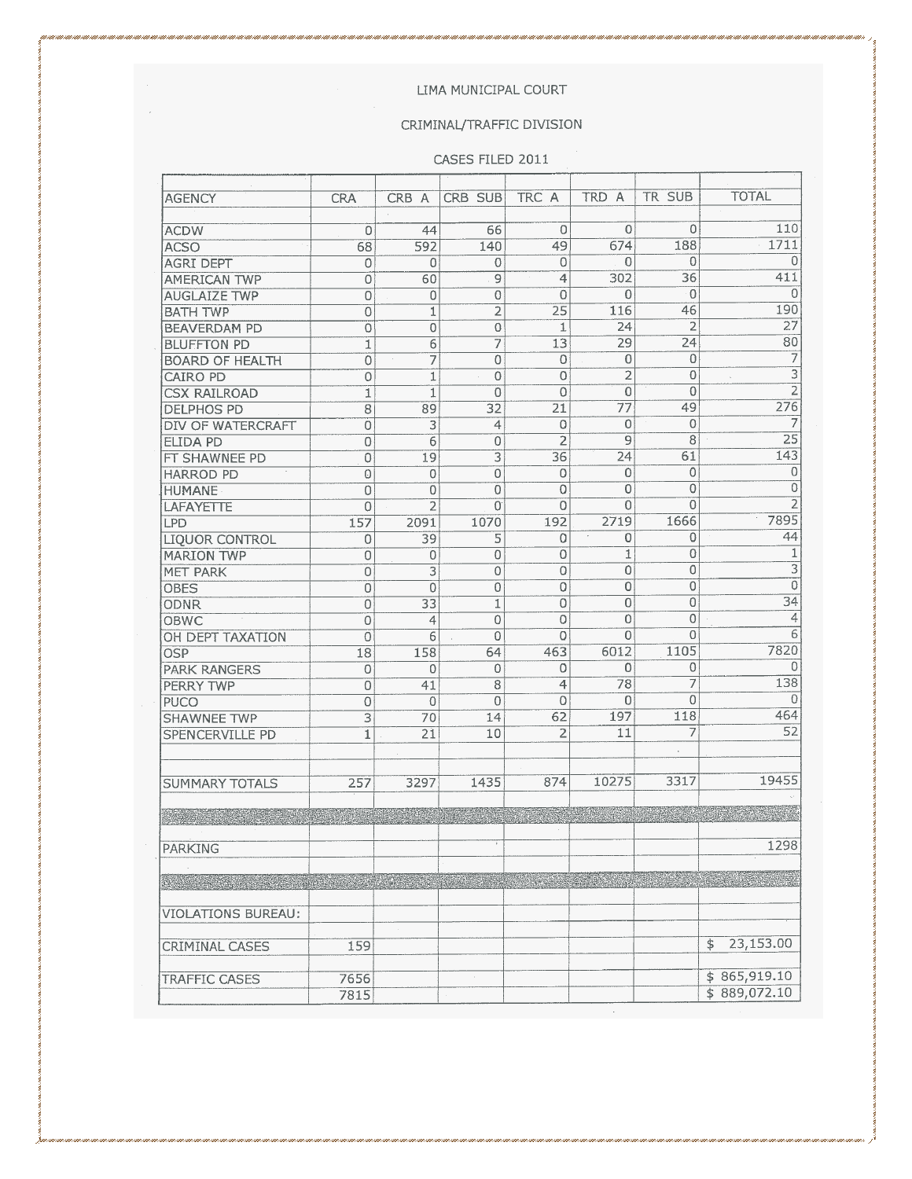LIMA MUNICIPAL COURT

CRIMINAL/TRAFFIC DIVISION

CASES FILED 2011

| AGENCY | CRA | CRB A | CRB SUB | TRC A | TRD A | TR SUB | TOTAL |
|---|---|---|---|---|---|---|---|
| ACDW | 0 | 44 | 66 | 0 | 0 | 0 | 110 |
| ACSO | 68 | 592 | 140 | 49 | 674 | 188 | 1711 |
| AGRI DEPT | 0 | 0 | 0 | 0 | 0 | 0 | 0 |
| AMERICAN TWP | 0 | 60 | 9 | 4 | 302 | 36 | 411 |
| AUGLAIZE TWP | 0 | 0 | 0 | 0 | 0 | 0 | 0 |
| BATH TWP | 0 | 1 | 2 | 25 | 116 | 46 | 190 |
| BEAVERDAM PD | 0 | 0 | 0 | 1 | 24 | 2 | 27 |
| BLUFFTON PD | 1 | 6 | 7 | 13 | 29 | 24 | 80 |
| BOARD OF HEALTH | 0 | 7 | 0 | 0 | 0 | 0 | 7 |
| CAIRO PD | 0 | 1 | 0 | 0 | 2 | 0 | 3 |
| CSX RAILROAD | 1 | 1 | 0 | 0 | 0 | 0 | 2 |
| DELPHOS PD | 8 | 89 | 32 | 21 | 77 | 49 | 276 |
| DIV OF WATERCRAFT | 0 | 3 | 4 | 0 | 0 | 0 | 7 |
| ELIDA PD | 0 | 6 | 0 | 2 | 9 | 8 | 25 |
| FT SHAWNEE PD | 0 | 19 | 3 | 36 | 24 | 61 | 143 |
| HARROD PD | 0 | 0 | 0 | 0 | 0 | 0 | 0 |
| HUMANE | 0 | 0 | 0 | 0 | 0 | 0 | 0 |
| LAFAYETTE | 0 | 2 | 0 | 0 | 0 | 0 | 2 |
| LPD | 157 | 2091 | 1070 | 192 | 2719 | 1666 | 7895 |
| LIQUOR CONTROL | 0 | 39 | 5 | 0 | 0 | 0 | 44 |
| MARION TWP | 0 | 0 | 0 | 0 | 1 | 0 | 1 |
| MET PARK | 0 | 3 | 0 | 0 | 0 | 0 | 3 |
| OBES | 0 | 0 | 0 | 0 | 0 | 0 | 0 |
| ODNR | 0 | 33 | 1 | 0 | 0 | 0 | 34 |
| OBWC | 0 | 4 | 0 | 0 | 0 | 0 | 4 |
| OH DEPT TAXATION | 0 | 6 | 0 | 0 | 0 | 0 | 6 |
| OSP | 18 | 158 | 64 | 463 | 6012 | 1105 | 7820 |
| PARK RANGERS | 0 | 0 | 0 | 0 | 0 | 0 | 0 |
| PERRY TWP | 0 | 41 | 8 | 4 | 78 | 7 | 138 |
| PUCO | 0 | 0 | 0 | 0 | 0 | 0 | 0 |
| SHAWNEE TWP | 3 | 70 | 14 | 62 | 197 | 118 | 464 |
| SPENCERVILLE PD | 1 | 21 | 10 | 2 | 11 | 7 | 52 |
| | | | | | | | |
| SUMMARY TOTALS | 257 | 3297 | 1435 | 874 | 10275 | 3317 | 19455 |
| | | | | | | | |
| PARKING | | | | | | | 1298 |
| | | | | | | | |
| VIOLATIONS BUREAU: | | | | | | | |
| CRIMINAL CASES | 159 | | | | | | $ 23,153.00 |
| TRAFFIC CASES | 7656 | | | | | | $ 865,919.10 |
| | 7815 | | | | | | $ 889,072.10 |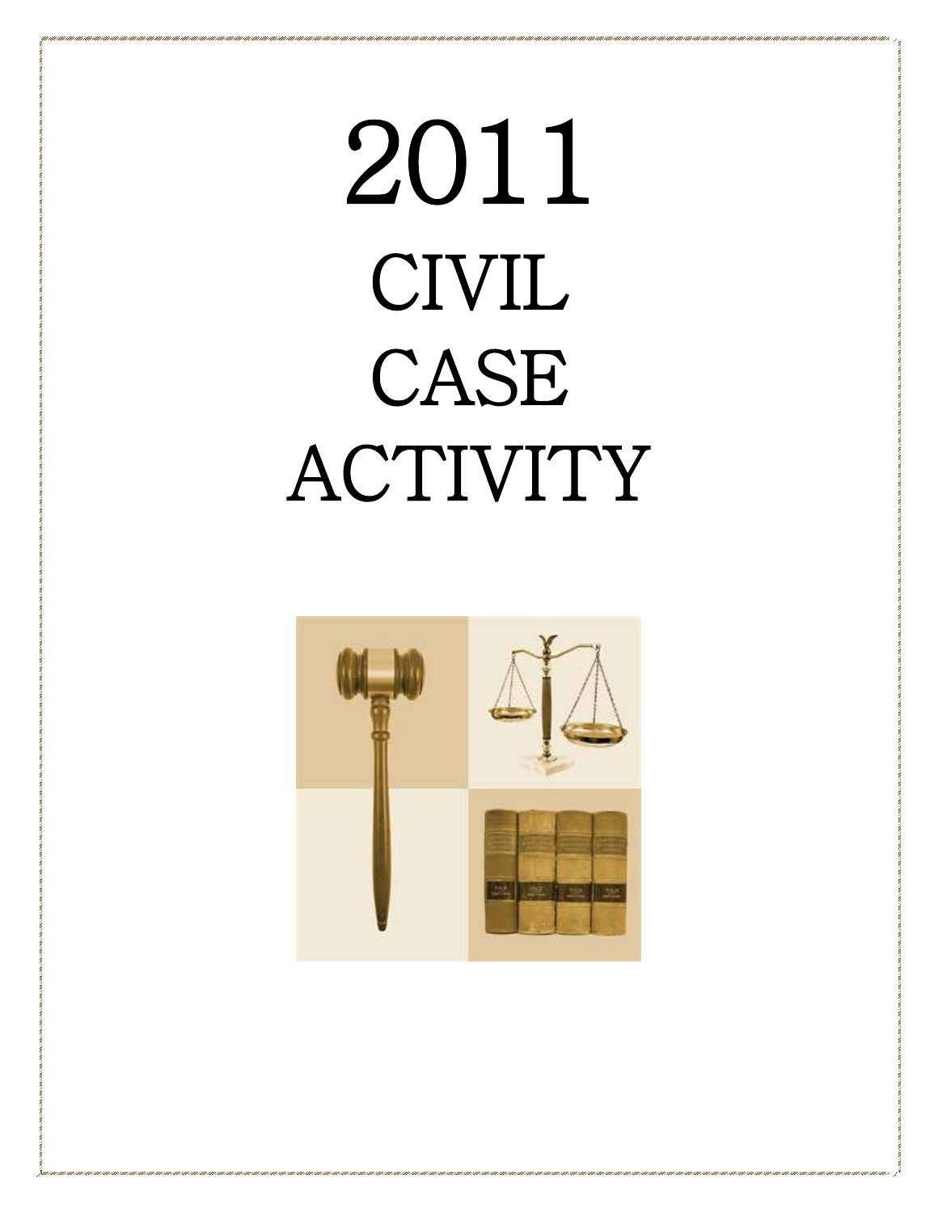# 2011 CIVIL CASE ACTIVITY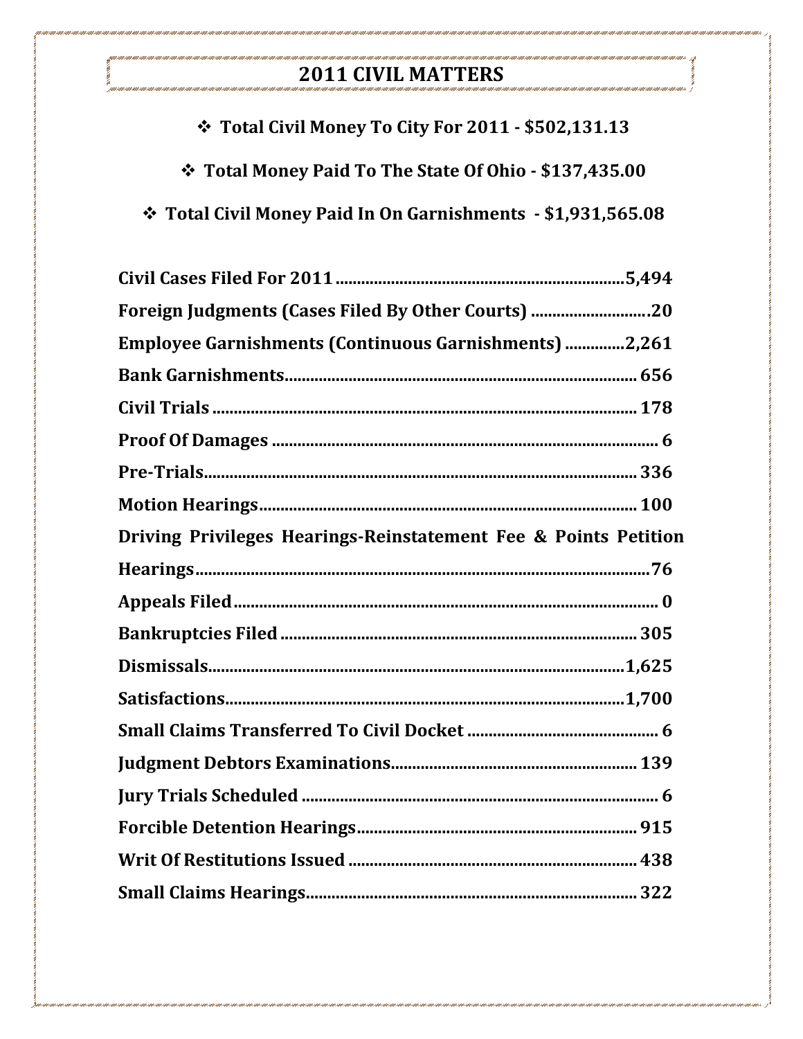# 2011 CIVIL MATTERS

- **Total Civil Money To City For 2011 - $502,131.13**
- **Total Money Paid To The State Of Ohio - $137,435.00**
- **Total Civil Money Paid In On Garnishments - $1,931,565.08**

**Civil Cases Filed For 2011 .......... 5,494**

**Foreign Judgments (Cases Filed By Other Courts) .......... 20**

**Employee Garnishments (Continuous Garnishments) .......... 2,261**

**Bank Garnishments .......... 656**

**Civil Trials .......... 178**

**Proof Of Damages .......... 6**

**Pre-Trials .......... 336**

**Motion Hearings .......... 100**

**Driving Privileges Hearings-Reinstatement Fee & Points Petition Hearings .......... 76**

**Appeals Filed .......... 0**

**Bankruptcies Filed .......... 305**

**Dismissals .......... 1,625**

**Satisfactions .......... 1,700**

**Small Claims Transferred To Civil Docket .......... 6**

**Judgment Debtors Examinations .......... 139**

**Jury Trials Scheduled .......... 6**

**Forcible Detention Hearings .......... 915**

**Writ Of Restitutions Issued .......... 438**

**Small Claims Hearings .......... 322**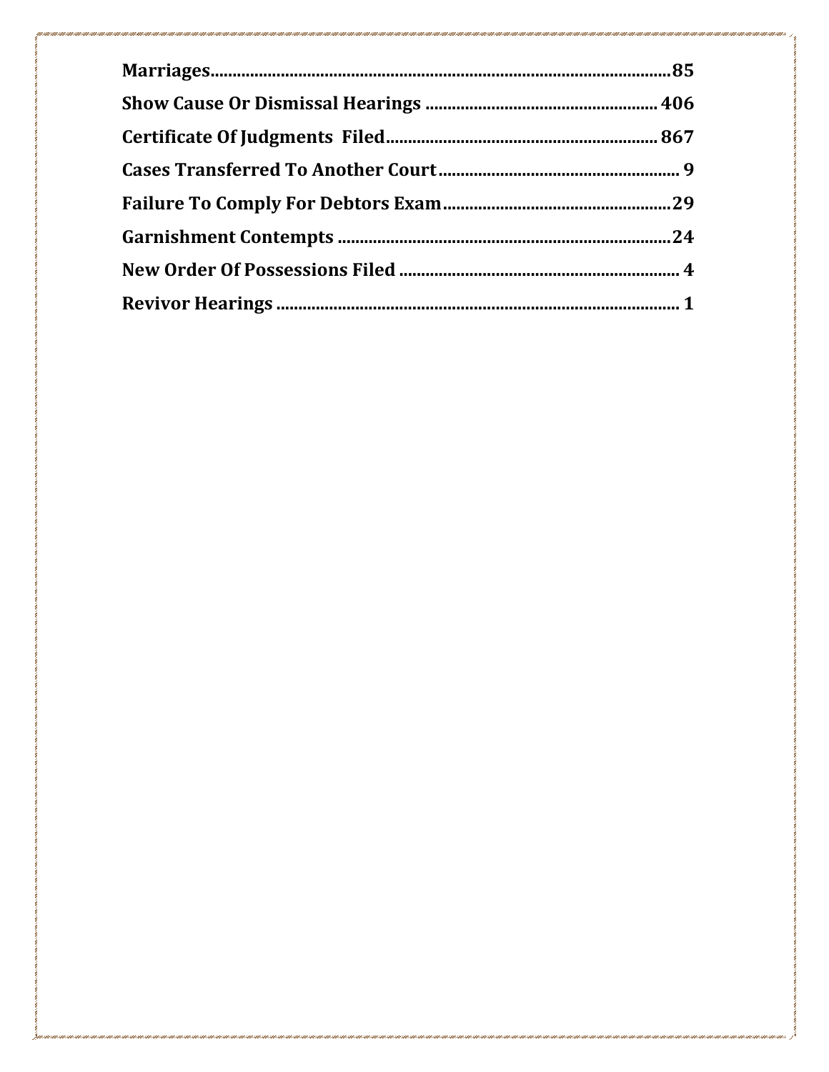**Marriages**........................................................................................................**85**

**Show Cause Or Dismissal Hearings** .................................................... **406**

**Certificate Of Judgments  Filed**............................................................ **867**

**Cases Transferred To Another Court**...................................................... **9**

**Failure To Comply For Debtors Exam**...................................................**29**

**Garnishment Contempts** ...........................................................................**24**

**New Order Of Possessions Filed** .............................................................. **4**

**Revivor Hearings** ........................................................................................... **1**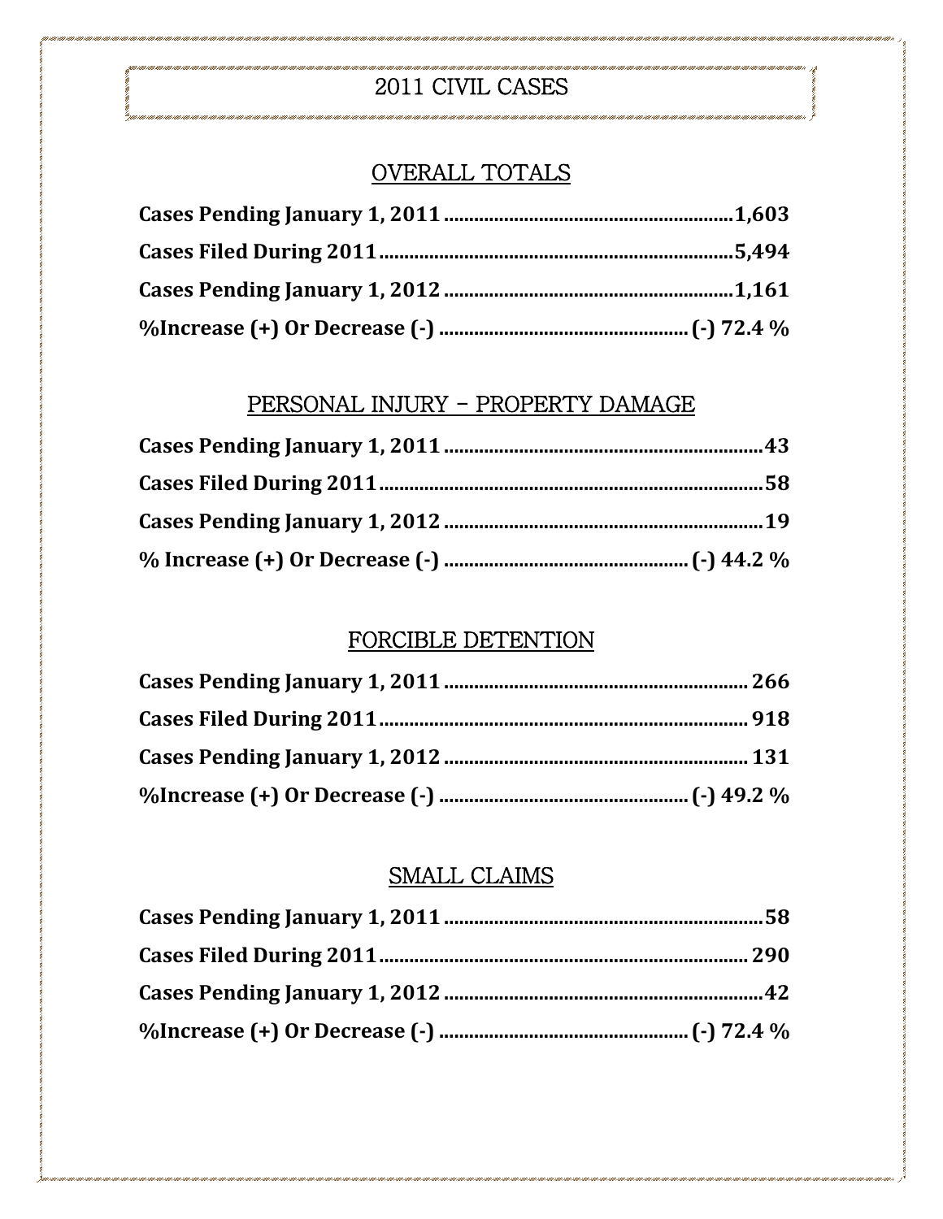# 2011 CIVIL CASES

## OVERALL TOTALS

**Cases Pending January 1, 2011 ........................................................1,603**

**Cases Filed During 2011.....................................................................5,494**

**Cases Pending January 1, 2012 ........................................................1,161**

**%Increase (+) Or Decrease (-) ................................................ (-) 72.4 %**

## PERSONAL INJURY – PROPERTY DAMAGE

**Cases Pending January 1, 2011 ...............................................................43**

**Cases Filed During 2011............................................................................58**

**Cases Pending January 1, 2012 ...............................................................19**

**% Increase (+) Or Decrease (-) ................................................ (-) 44.2 %**

## FORCIBLE DETENTION

**Cases Pending January 1, 2011 ........................................................... 266**

**Cases Filed During 2011........................................................................ 918**

**Cases Pending January 1, 2012 ........................................................... 131**

**%Increase (+) Or Decrease (-) ................................................ (-) 49.2 %**

## SMALL CLAIMS

**Cases Pending January 1, 2011 ...............................................................58**

**Cases Filed During 2011........................................................................ 290**

**Cases Pending January 1, 2012 ...............................................................42**

**%Increase (+) Or Decrease (-) ................................................ (-) 72.4 %**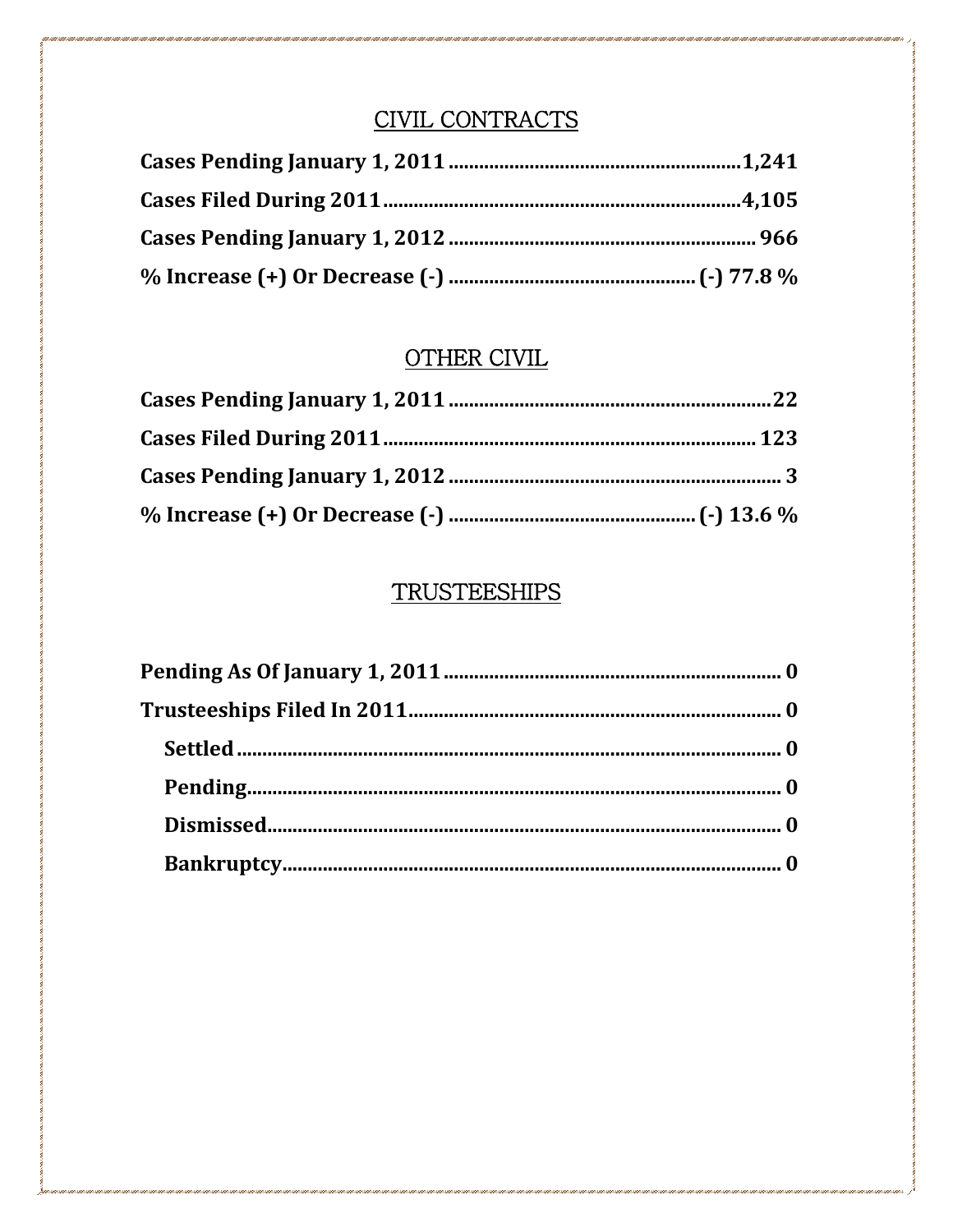## CIVIL CONTRACTS

**Cases Pending January 1, 2011 ........................................................1,241**

**Cases Filed During 2011 .....................................................................4,105**

**Cases Pending January 1, 2012 .......................................................... 966**

**% Increase (+) Or Decrease (-) ............................................... (-) 77.8 %**

## OTHER CIVIL

**Cases Pending January 1, 2011 .............................................................22**

**Cases Filed During 2011 ........................................................................ 123**

**Cases Pending January 1, 2012 ................................................................ 3**

**% Increase (+) Or Decrease (-) ............................................... (-) 13.6 %**

## TRUSTEESHIPS

**Pending As Of January 1, 2011 ................................................................ 0**

**Trusteeships Filed In 2011 ...................................................................... 0**

- **Settled ........................................................................................... 0**
- **Pending ......................................................................................... 0**
- **Dismissed ..................................................................................... 0**
- **Bankruptcy ................................................................................... 0**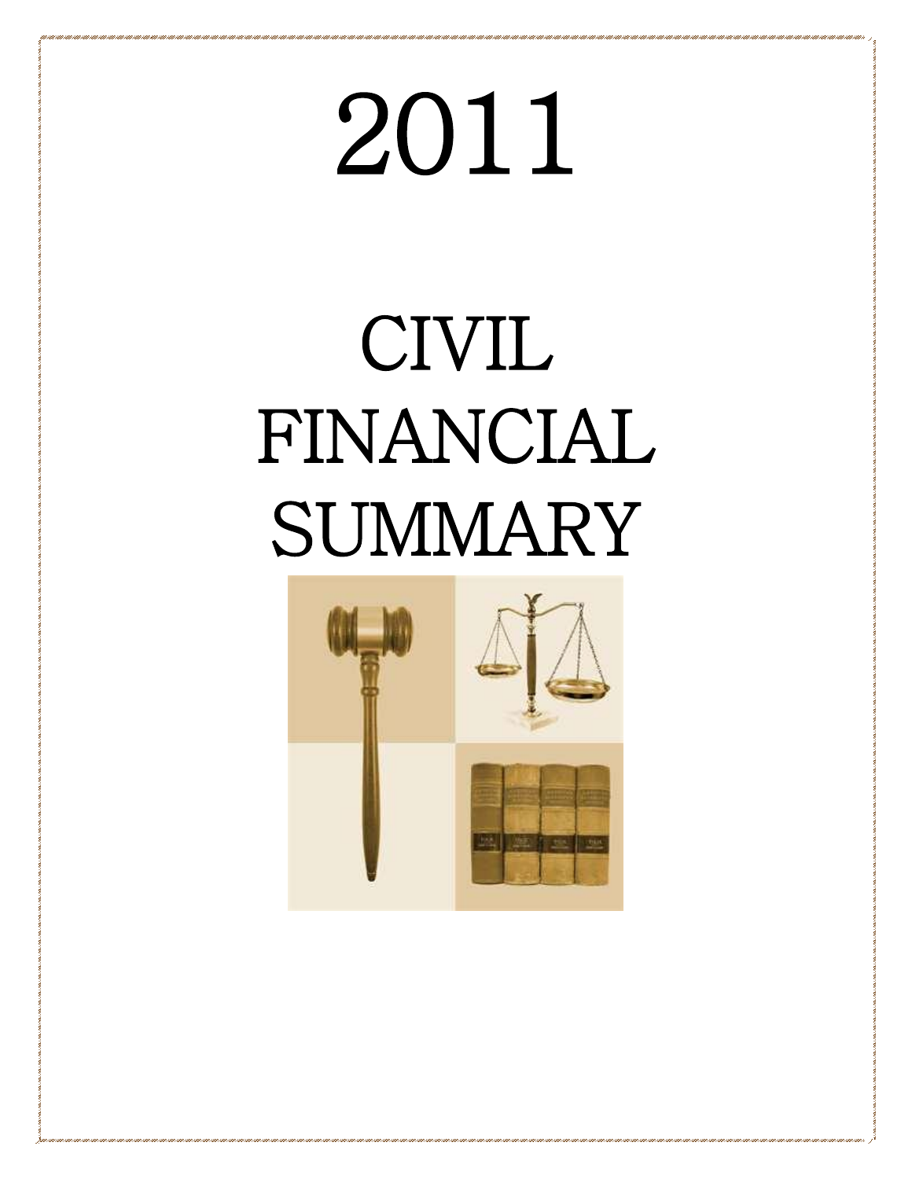# 2011

# CIVIL FINANCIAL SUMMARY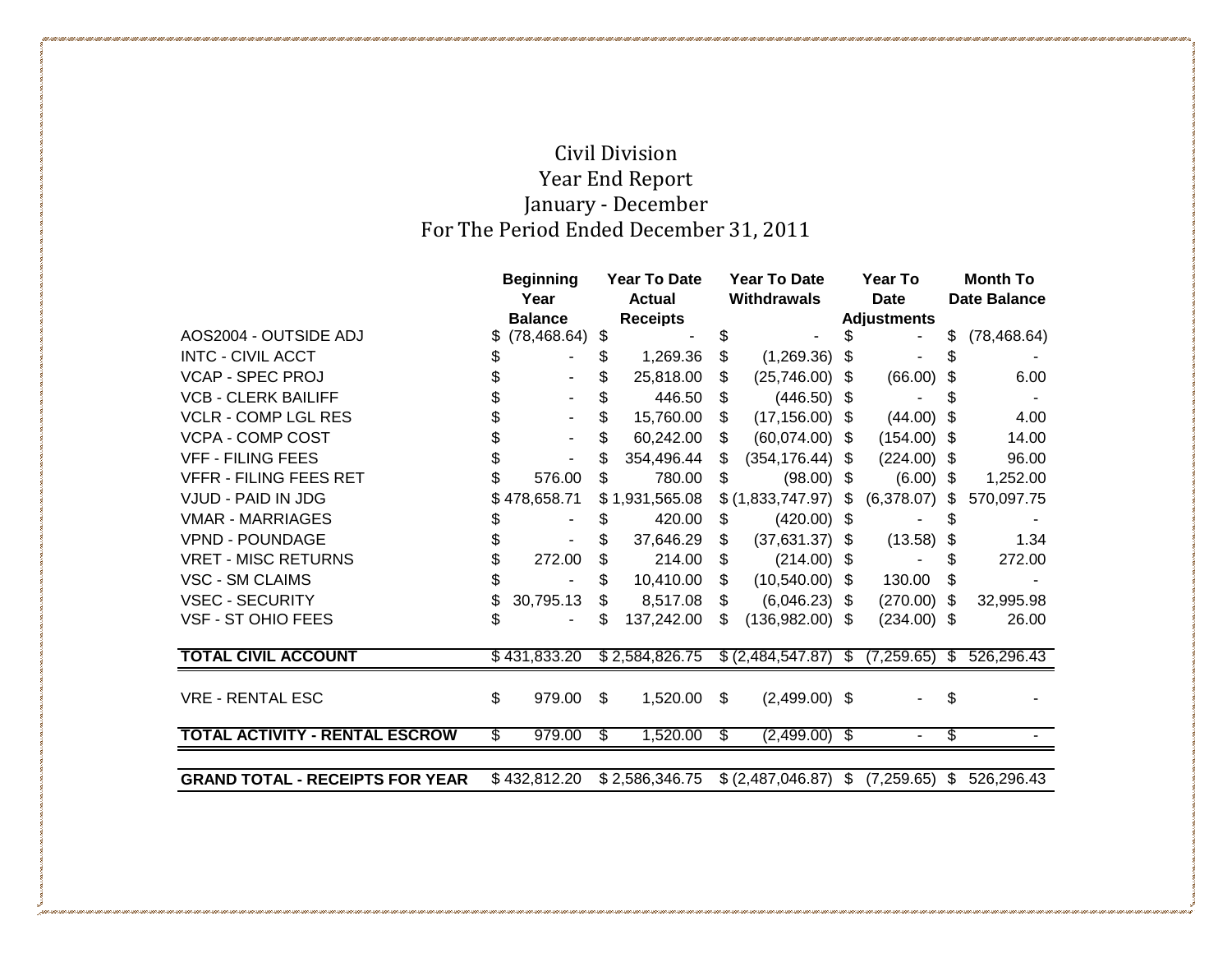# Civil Division
## Year End Report
## January - December
## For The Period Ended December 31, 2011

| | Beginning Year Balance | Year To Date Actual Receipts | Year To Date Withdrawals | Year To Date Adjustments | Month To Date Balance |
|---|---|---|---|---|---|
| AOS2004 - OUTSIDE ADJ | $ (78,468.64) | $ - | $ - | $ - | $ (78,468.64) |
| INTC - CIVIL ACCT | $ - | $ 1,269.36 | $ (1,269.36) | $ - | $ - |
| VCAP - SPEC PROJ | $ - | $ 25,818.00 | $ (25,746.00) | $ (66.00) | $ 6.00 |
| VCB - CLERK BAILIFF | $ - | $ 446.50 | $ (446.50) | $ - | $ - |
| VCLR - COMP LGL RES | $ - | $ 15,760.00 | $ (17,156.00) | $ (44.00) | $ 4.00 |
| VCPA - COMP COST | $ - | $ 60,242.00 | $ (60,074.00) | $ (154.00) | $ 14.00 |
| VFF - FILING FEES | $ - | $ 354,496.44 | $ (354,176.44) | $ (224.00) | $ 96.00 |
| VFFR - FILING FEES RET | $ 576.00 | $ 780.00 | $ (98.00) | $ (6.00) | $ 1,252.00 |
| VJUD - PAID IN JDG | $ 478,658.71 | $ 1,931,565.08 | $ (1,833,747.97) | $ (6,378.07) | $ 570,097.75 |
| VMAR - MARRIAGES | $ - | $ 420.00 | $ (420.00) | $ - | $ - |
| VPND - POUNDAGE | $ - | $ 37,646.29 | $ (37,631.37) | $ (13.58) | $ 1.34 |
| VRET - MISC RETURNS | $ 272.00 | $ 214.00 | $ (214.00) | $ - | $ 272.00 |
| VSC - SM CLAIMS | $ - | $ 10,410.00 | $ (10,540.00) | $ 130.00 | $ - |
| VSEC - SECURITY | $ 30,795.13 | $ 8,517.08 | $ (6,046.23) | $ (270.00) | $ 32,995.98 |
| VSF - ST OHIO FEES | $ - | $ 137,242.00 | $ (136,982.00) | $ (234.00) | $ 26.00 |
| **TOTAL CIVIL ACCOUNT** | $ 431,833.20 | $ 2,584,826.75 | $ (2,484,547.87) | $ (7,259.65) | $ 526,296.43 |
| VRE - RENTAL ESC | $ 979.00 | $ 1,520.00 | $ (2,499.00) | $ - | $ - |
| **TOTAL ACTIVITY - RENTAL ESCROW** | $ 979.00 | $ 1,520.00 | $ (2,499.00) | $ - | $ - |
| **GRAND TOTAL - RECEIPTS FOR YEAR** | $ 432,812.20 | $ 2,586,346.75 | $ (2,487,046.87) | $ (7,259.65) | $ 526,296.43 |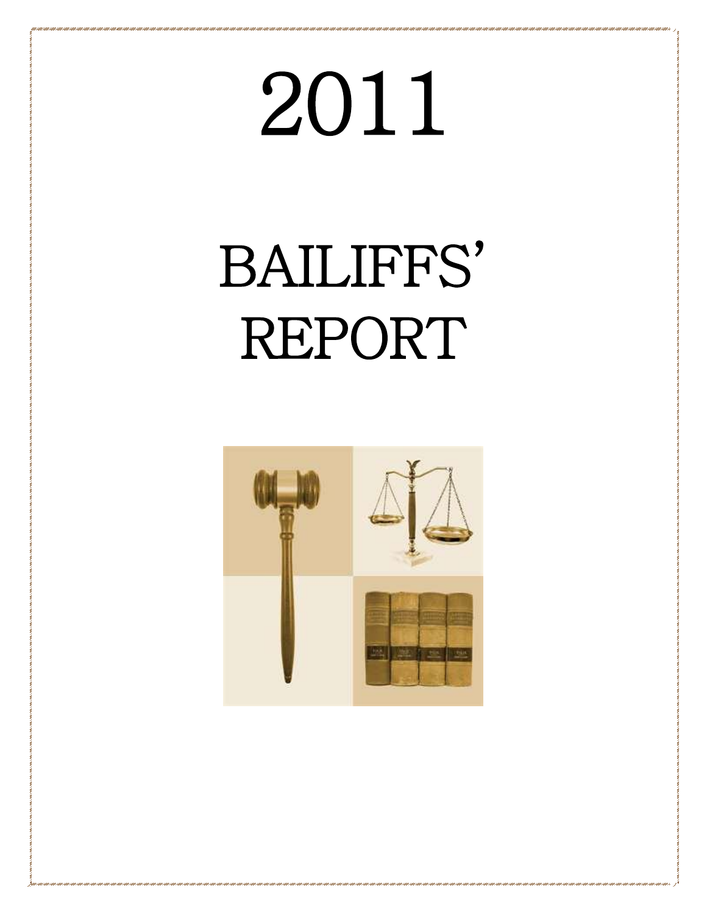# 2011

# BAILIFFS' REPORT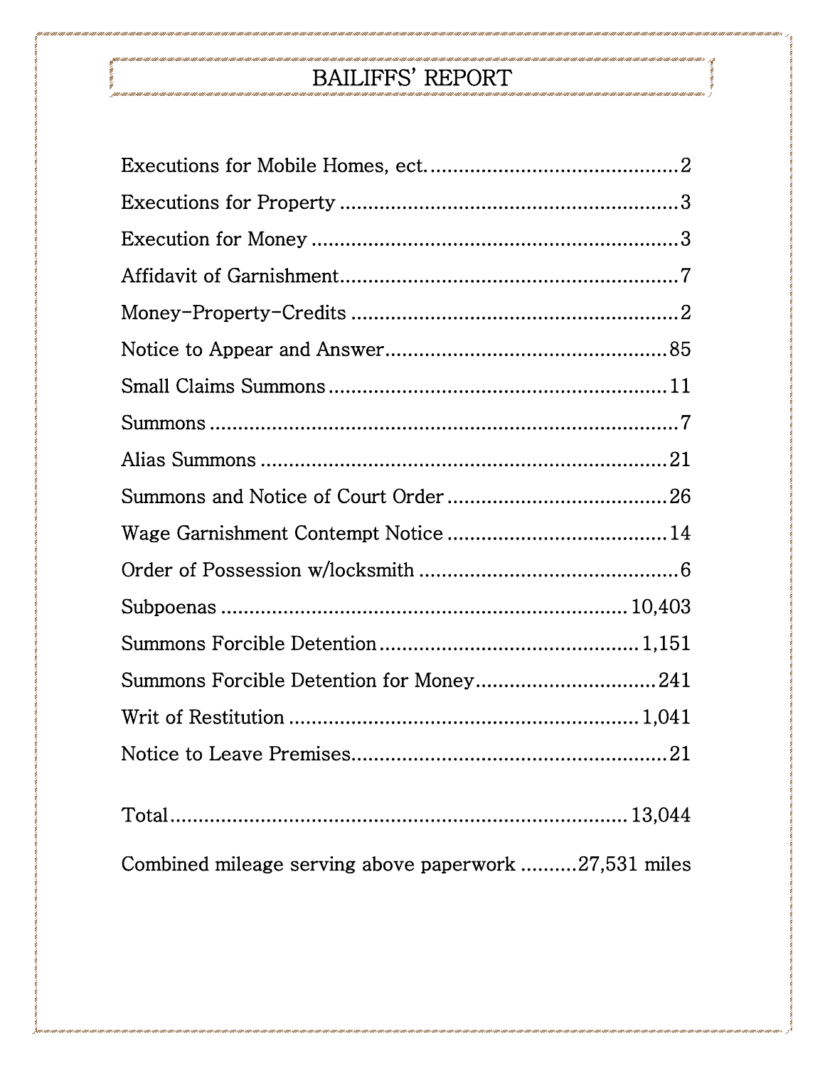# BAILIFFS' REPORT

| Item | Count |
|---|---|
| Executions for Mobile Homes, ect. | 2 |
| Executions for Property | 3 |
| Execution for Money | 3 |
| Affidavit of Garnishment | 7 |
| Money-Property-Credits | 2 |
| Notice to Appear and Answer | 85 |
| Small Claims Summons | 11 |
| Summons | 7 |
| Alias Summons | 21 |
| Summons and Notice of Court Order | 26 |
| Wage Garnishment Contempt Notice | 14 |
| Order of Possession w/locksmith | 6 |
| Subpoenas | 10,403 |
| Summons Forcible Detention | 1,151 |
| Summons Forcible Detention for Money | 241 |
| Writ of Restitution | 1,041 |
| Notice to Leave Premises | 21 |
| Total | 13,044 |

Combined mileage serving above paperwork ..........27,531 miles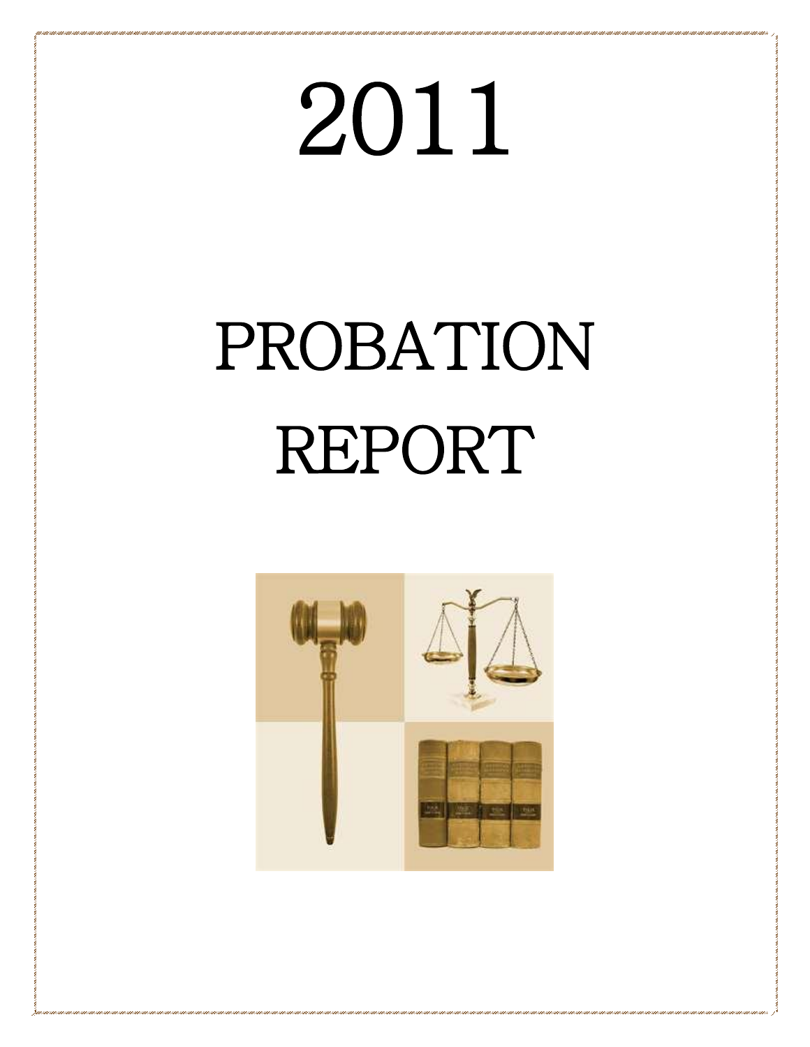# 2011

# PROBATION REPORT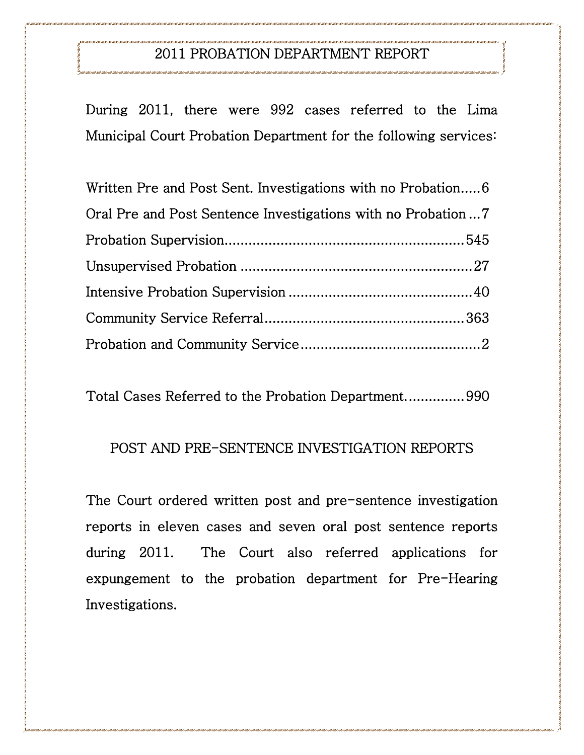## 2011 PROBATION DEPARTMENT REPORT

During 2011, there were 992 cases referred to the Lima Municipal Court Probation Department for the following services:

Written Pre and Post Sent. Investigations with no Probation.....6
Oral Pre and Post Sentence Investigations with no Probation ...7
Probation Supervision...........................................................545
Unsupervised Probation .........................................................27
Intensive Probation Supervision .............................................40
Community Service Referral.................................................363
Probation and Community Service ............................................2

Total Cases Referred to the Probation Department...............990

### POST AND PRE-SENTENCE INVESTIGATION REPORTS

The Court ordered written post and pre-sentence investigation reports in eleven cases and seven oral post sentence reports during 2011. The Court also referred applications for expungement to the probation department for Pre-Hearing Investigations.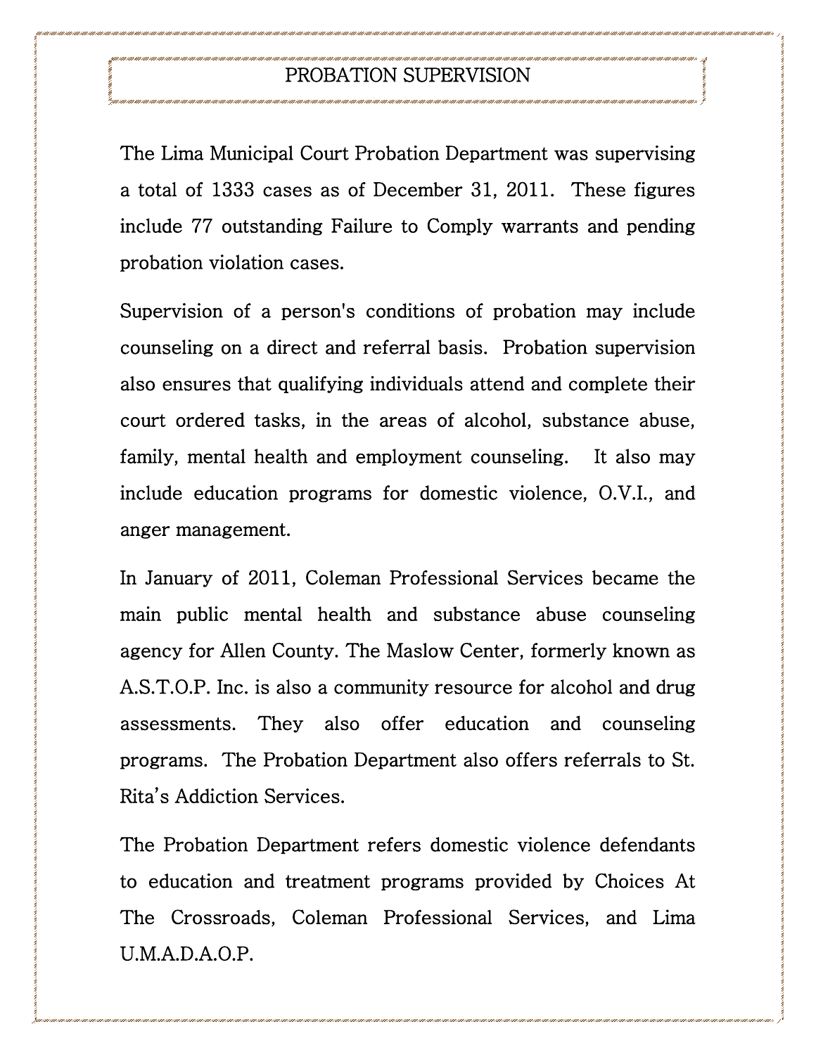# PROBATION SUPERVISION

The Lima Municipal Court Probation Department was supervising a total of 1333 cases as of December 31, 2011. These figures include 77 outstanding Failure to Comply warrants and pending probation violation cases.

Supervision of a person's conditions of probation may include counseling on a direct and referral basis. Probation supervision also ensures that qualifying individuals attend and complete their court ordered tasks, in the areas of alcohol, substance abuse, family, mental health and employment counseling. It also may include education programs for domestic violence, O.V.I., and anger management.

In January of 2011, Coleman Professional Services became the main public mental health and substance abuse counseling agency for Allen County. The Maslow Center, formerly known as A.S.T.O.P. Inc. is also a community resource for alcohol and drug assessments. They also offer education and counseling programs. The Probation Department also offers referrals to St. Rita's Addiction Services.

The Probation Department refers domestic violence defendants to education and treatment programs provided by Choices At The Crossroads, Coleman Professional Services, and Lima U.M.A.D.A.O.P.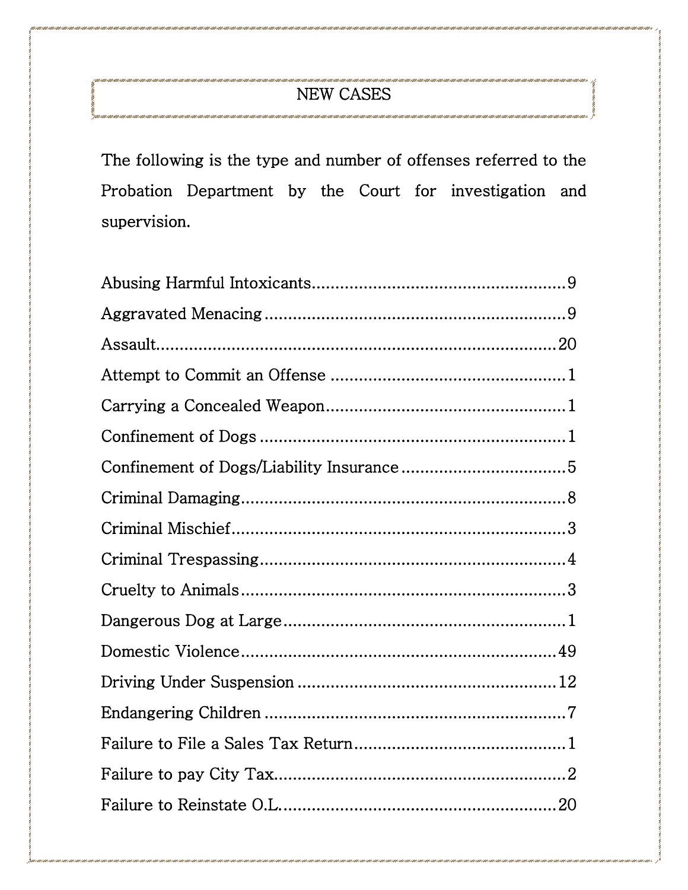## NEW CASES

The following is the type and number of offenses referred to the Probation Department by the Court for investigation and supervision.

| Offense | Number |
|---|---|
| Abusing Harmful Intoxicants | 9 |
| Aggravated Menacing | 9 |
| Assault | 20 |
| Attempt to Commit an Offense | 1 |
| Carrying a Concealed Weapon | 1 |
| Confinement of Dogs | 1 |
| Confinement of Dogs/Liability Insurance | 5 |
| Criminal Damaging | 8 |
| Criminal Mischief | 3 |
| Criminal Trespassing | 4 |
| Cruelty to Animals | 3 |
| Dangerous Dog at Large | 1 |
| Domestic Violence | 49 |
| Driving Under Suspension | 12 |
| Endangering Children | 7 |
| Failure to File a Sales Tax Return | 1 |
| Failure to pay City Tax | 2 |
| Failure to Reinstate O.L. | 20 |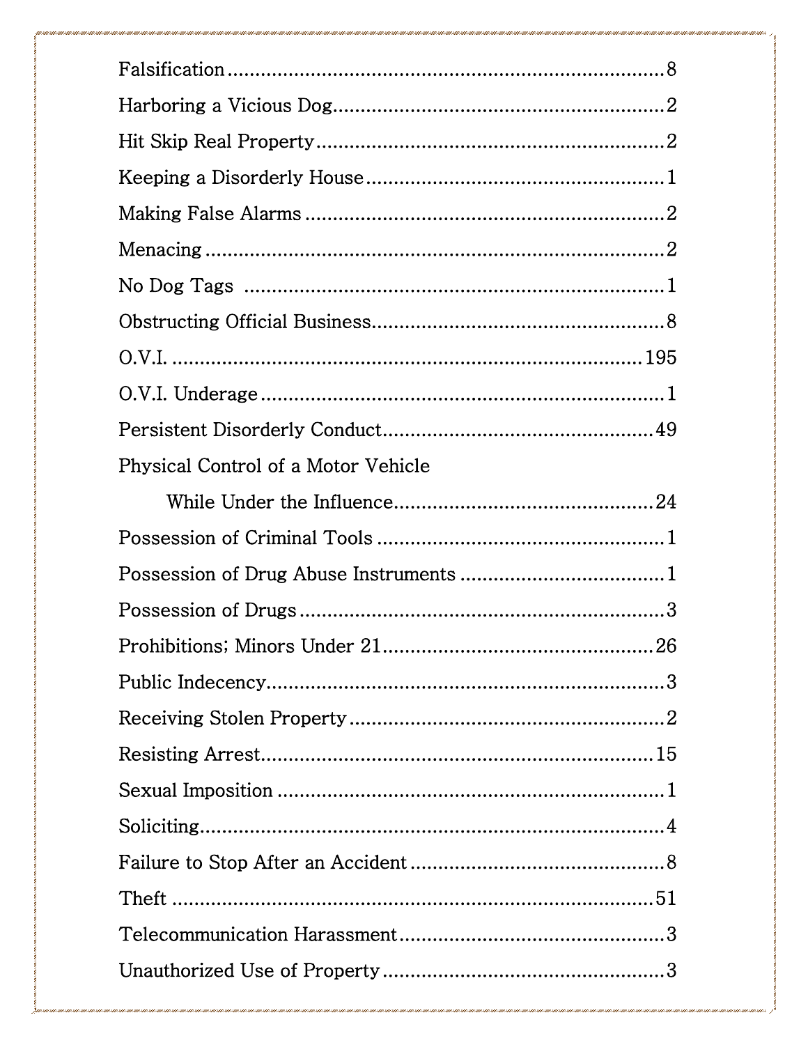| Offense | Count |
| --- | --- |
| Falsification | 8 |
| Harboring a Vicious Dog | 2 |
| Hit Skip Real Property | 2 |
| Keeping a Disorderly House | 1 |
| Making False Alarms | 2 |
| Menacing | 2 |
| No Dog Tags | 1 |
| Obstructing Official Business | 8 |
| O.V.I. | 195 |
| O.V.I. Underage | 1 |
| Persistent Disorderly Conduct | 49 |
| Physical Control of a Motor Vehicle While Under the Influence | 24 |
| Possession of Criminal Tools | 1 |
| Possession of Drug Abuse Instruments | 1 |
| Possession of Drugs | 3 |
| Prohibitions; Minors Under 21 | 26 |
| Public Indecency | 3 |
| Receiving Stolen Property | 2 |
| Resisting Arrest | 15 |
| Sexual Imposition | 1 |
| Soliciting | 4 |
| Failure to Stop After an Accident | 8 |
| Theft | 51 |
| Telecommunication Harassment | 3 |
| Unauthorized Use of Property | 3 |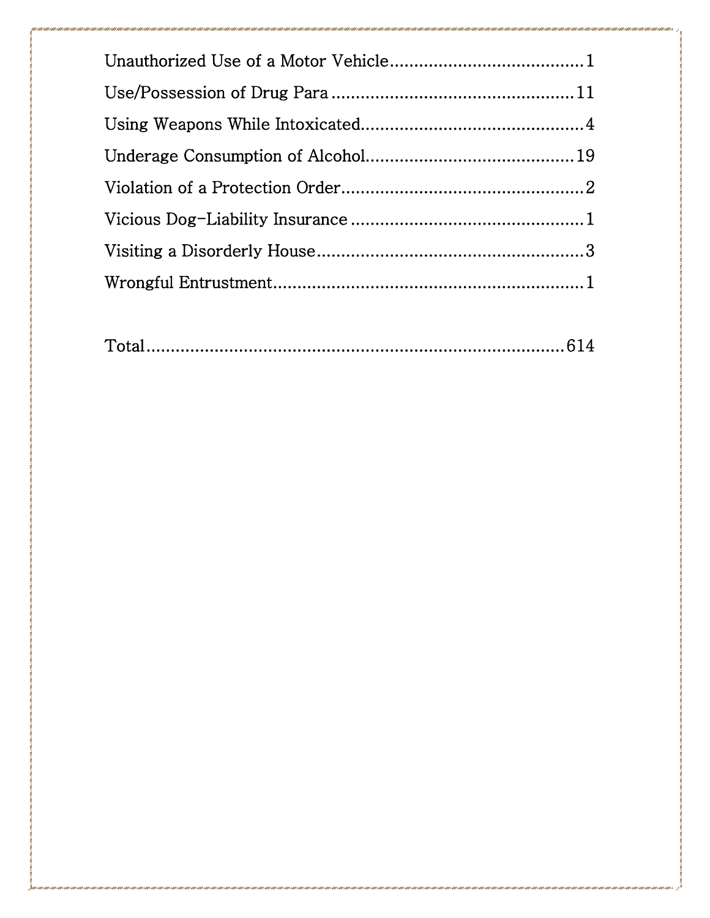Unauthorized Use of a Motor Vehicle........................................1

Use/Possession of Drug Para..................................................11

Using Weapons While Intoxicated..............................................4

Underage Consumption of Alcohol...........................................19

Violation of a Protection Order..................................................2

Vicious Dog-Liability Insurance................................................1

Visiting a Disorderly House.......................................................3

Wrongful Entrustment...............................................................1

Total.........................................................................................614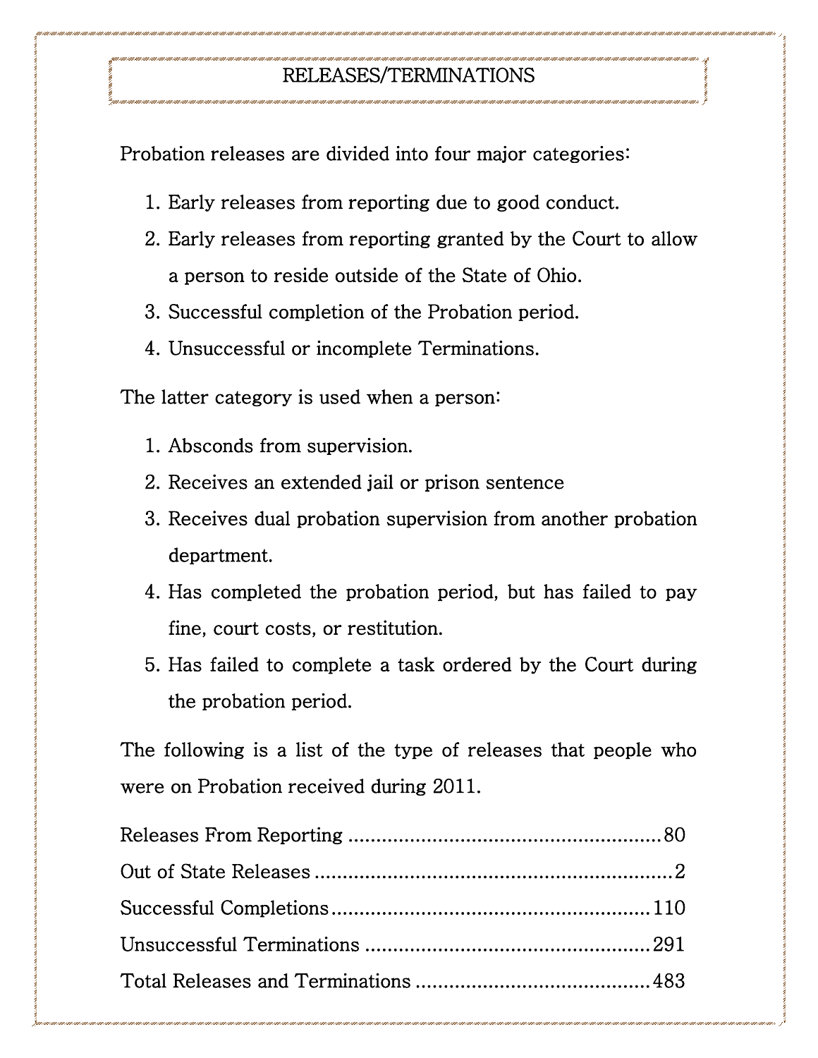## RELEASES/TERMINATIONS

Probation releases are divided into four major categories:

1. Early releases from reporting due to good conduct.
2. Early releases from reporting granted by the Court to allow a person to reside outside of the State of Ohio.
3. Successful completion of the Probation period.
4. Unsuccessful or incomplete Terminations.

The latter category is used when a person:

1. Absconds from supervision.
2. Receives an extended jail or prison sentence
3. Receives dual probation supervision from another probation department.
4. Has completed the probation period, but has failed to pay fine, court costs, or restitution.
5. Has failed to complete a task ordered by the Court during the probation period.

The following is a list of the type of releases that people who were on Probation received during 2011.

| | |
|---|---|
| Releases From Reporting | 80 |
| Out of State Releases | 2 |
| Successful Completions | 110 |
| Unsuccessful Terminations | 291 |
| Total Releases and Terminations | 483 |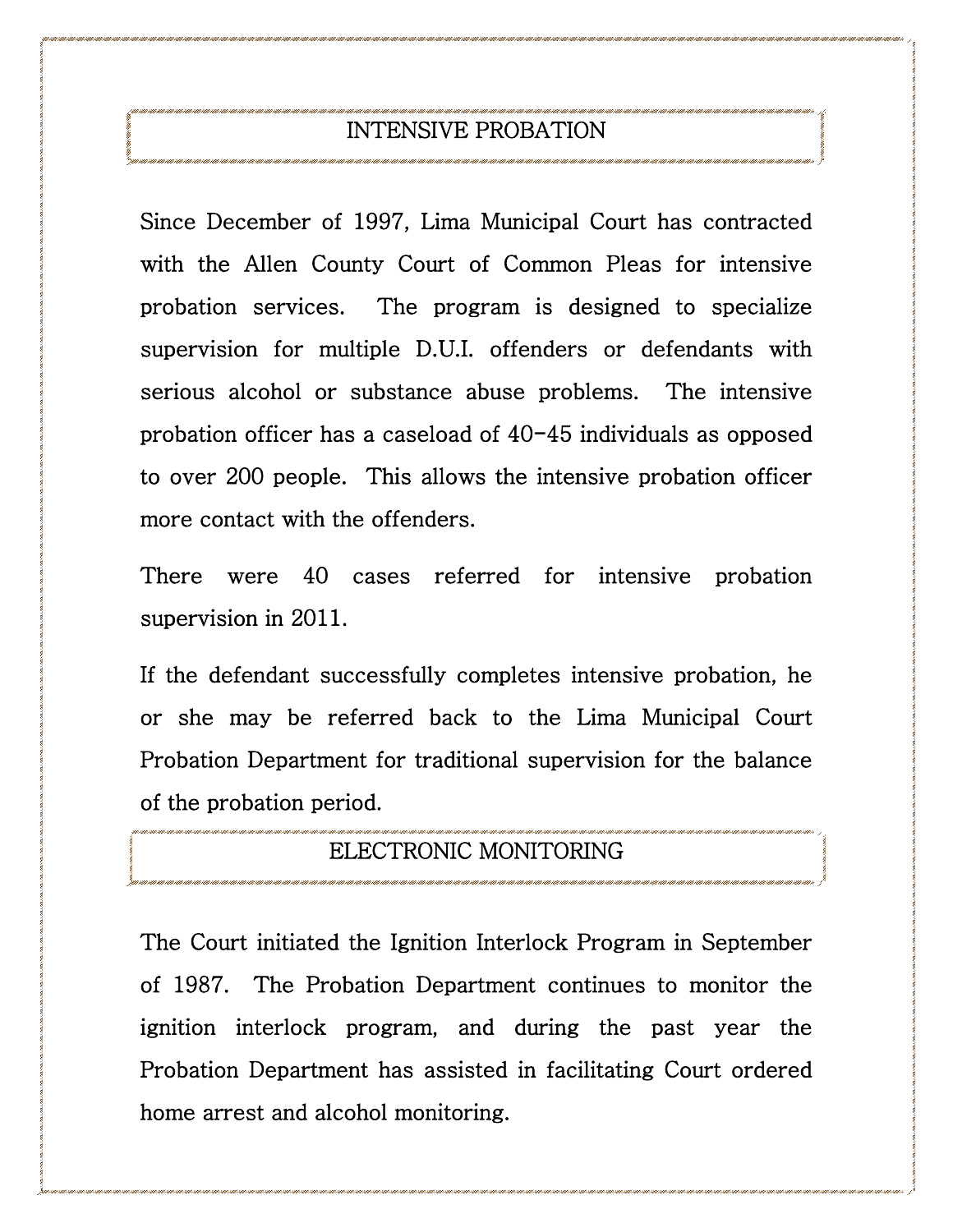## INTENSIVE PROBATION

Since December of 1997, Lima Municipal Court has contracted with the Allen County Court of Common Pleas for intensive probation services. The program is designed to specialize supervision for multiple D.U.I. offenders or defendants with serious alcohol or substance abuse problems. The intensive probation officer has a caseload of 40-45 individuals as opposed to over 200 people. This allows the intensive probation officer more contact with the offenders.

There were 40 cases referred for intensive probation supervision in 2011.

If the defendant successfully completes intensive probation, he or she may be referred back to the Lima Municipal Court Probation Department for traditional supervision for the balance of the probation period.

## ELECTRONIC MONITORING

The Court initiated the Ignition Interlock Program in September of 1987. The Probation Department continues to monitor the ignition interlock program, and during the past year the Probation Department has assisted in facilitating Court ordered home arrest and alcohol monitoring.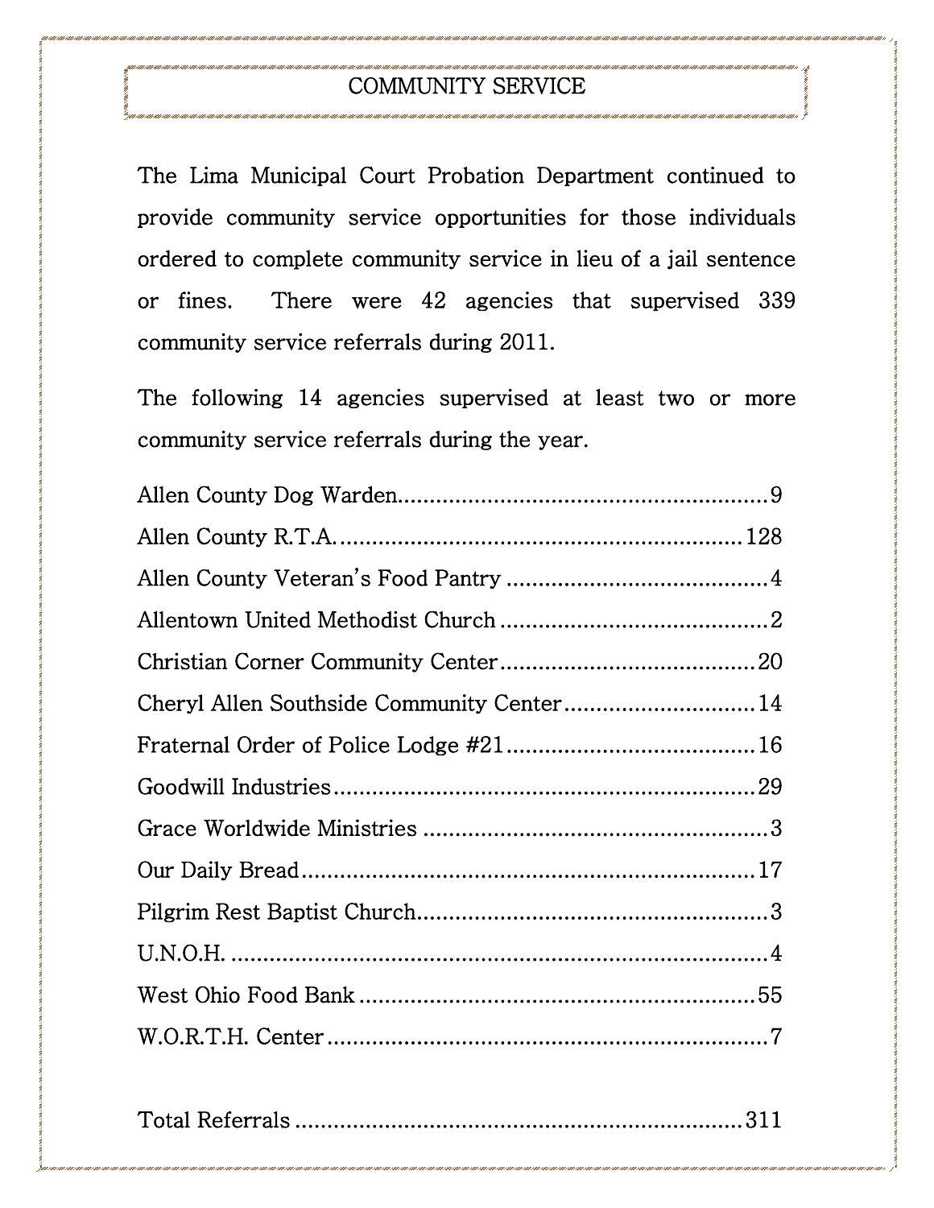# COMMUNITY SERVICE

The Lima Municipal Court Probation Department continued to provide community service opportunities for those individuals ordered to complete community service in lieu of a jail sentence or fines. There were 42 agencies that supervised 339 community service referrals during 2011.

The following 14 agencies supervised at least two or more community service referrals during the year.

| Agency | Referrals |
|---|---|
| Allen County Dog Warden | 9 |
| Allen County R.T.A. | 128 |
| Allen County Veteran's Food Pantry | 4 |
| Allentown United Methodist Church | 2 |
| Christian Corner Community Center | 20 |
| Cheryl Allen Southside Community Center | 14 |
| Fraternal Order of Police Lodge #21 | 16 |
| Goodwill Industries | 29 |
| Grace Worldwide Ministries | 3 |
| Our Daily Bread | 17 |
| Pilgrim Rest Baptist Church | 3 |
| U.N.O.H. | 4 |
| West Ohio Food Bank | 55 |
| W.O.R.T.H. Center | 7 |
| Total Referrals | 311 |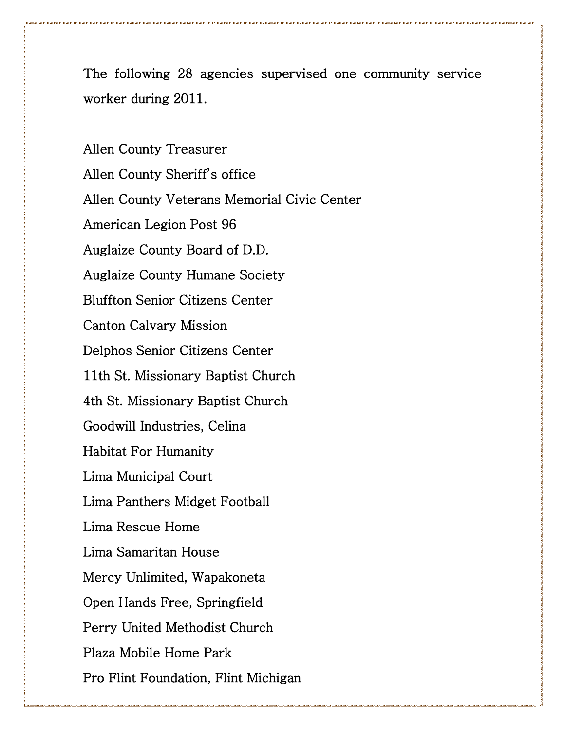The following 28 agencies supervised one community service worker during 2011.

Allen County Treasurer
Allen County Sheriff's office
Allen County Veterans Memorial Civic Center
American Legion Post 96
Auglaize County Board of D.D.
Auglaize County Humane Society
Bluffton Senior Citizens Center
Canton Calvary Mission
Delphos Senior Citizens Center
11th St. Missionary Baptist Church
4th St. Missionary Baptist Church
Goodwill Industries, Celina
Habitat For Humanity
Lima Municipal Court
Lima Panthers Midget Football
Lima Rescue Home
Lima Samaritan House
Mercy Unlimited, Wapakoneta
Open Hands Free, Springfield
Perry United Methodist Church
Plaza Mobile Home Park
Pro Flint Foundation, Flint Michigan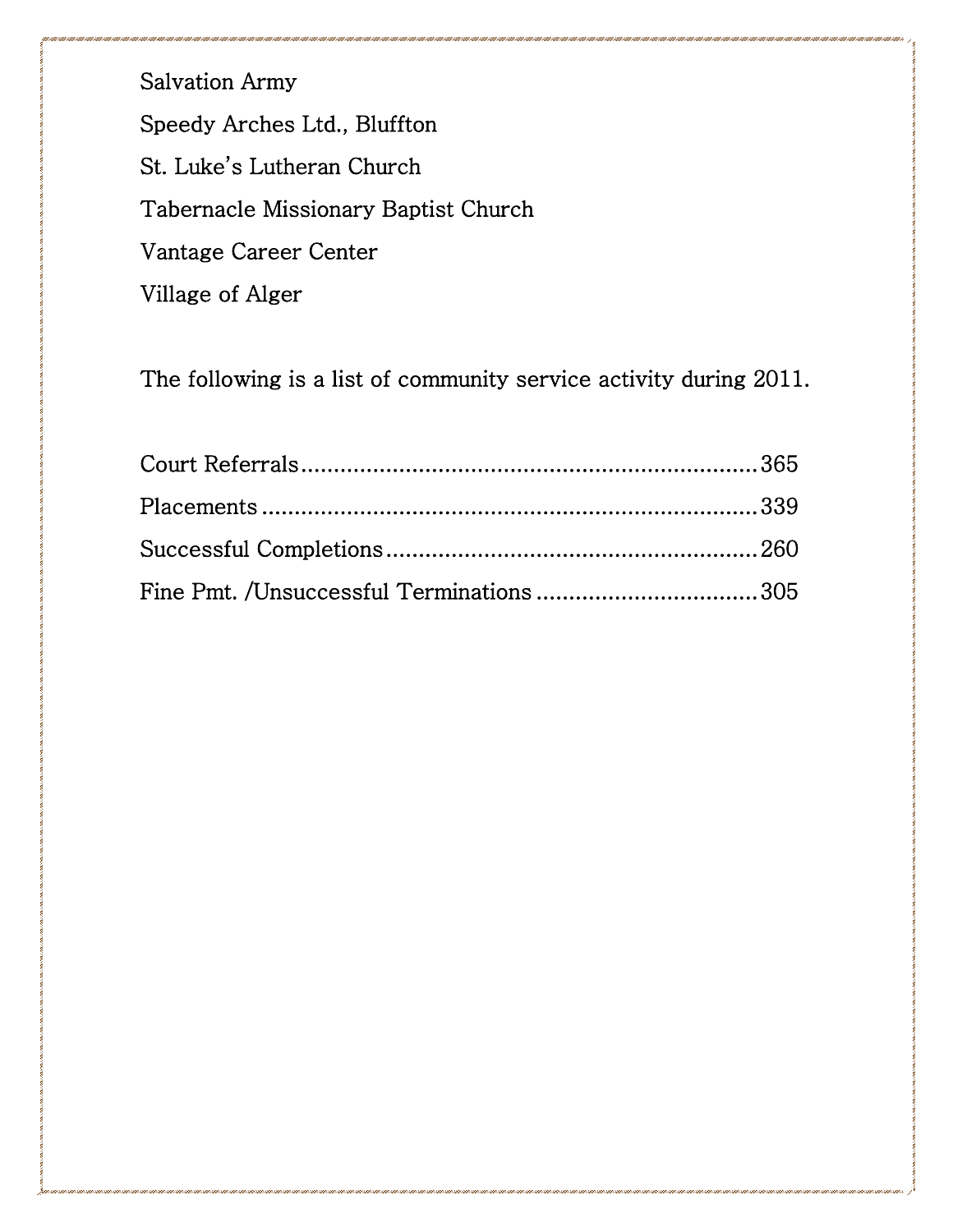Salvation Army

Speedy Arches Ltd., Bluffton

St. Luke's Lutheran Church

Tabernacle Missionary Baptist Church

Vantage Career Center

Village of Alger

The following is a list of community service activity during 2011.

Court Referrals....................................................................365

Placements..........................................................................339

Successful Completions........................................................260

Fine Pmt. /Unsuccessful Terminations.................................305